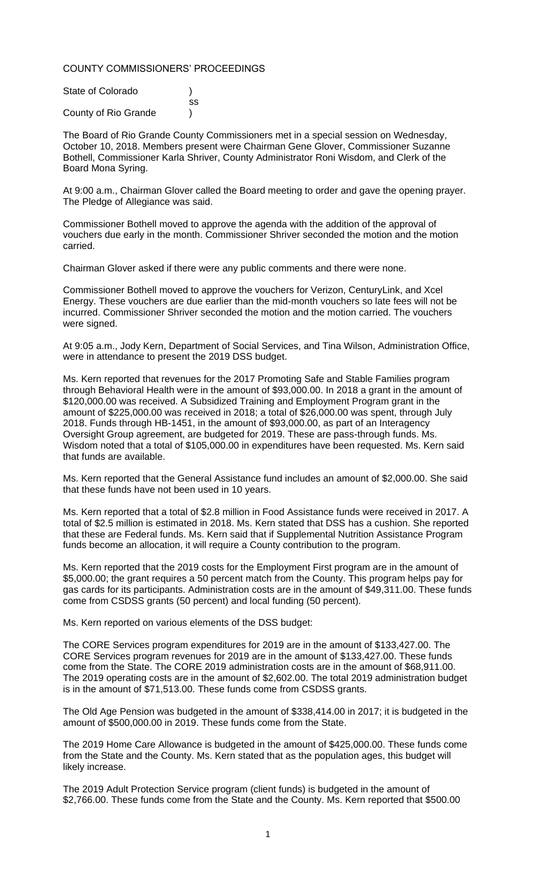COUNTY COMMISSIONERS' PROCEEDINGS

State of Colorado )
ss
County of Rio Grande )

The Board of Rio Grande County Commissioners met in a special session on Wednesday, October 10, 2018. Members present were Chairman Gene Glover, Commissioner Suzanne Bothell, Commissioner Karla Shriver, County Administrator Roni Wisdom, and Clerk of the Board Mona Syring.

At 9:00 a.m., Chairman Glover called the Board meeting to order and gave the opening prayer. The Pledge of Allegiance was said.

Commissioner Bothell moved to approve the agenda with the addition of the approval of vouchers due early in the month. Commissioner Shriver seconded the motion and the motion carried.

Chairman Glover asked if there were any public comments and there were none.

Commissioner Bothell moved to approve the vouchers for Verizon, CenturyLink, and Xcel Energy. These vouchers are due earlier than the mid-month vouchers so late fees will not be incurred. Commissioner Shriver seconded the motion and the motion carried. The vouchers were signed.

At 9:05 a.m., Jody Kern, Department of Social Services, and Tina Wilson, Administration Office, were in attendance to present the 2019 DSS budget.

Ms. Kern reported that revenues for the 2017 Promoting Safe and Stable Families program through Behavioral Health were in the amount of $93,000.00. In 2018 a grant in the amount of $120,000.00 was received. A Subsidized Training and Employment Program grant in the amount of $225,000.00 was received in 2018; a total of $26,000.00 was spent, through July 2018. Funds through HB-1451, in the amount of $93,000.00, as part of an Interagency Oversight Group agreement, are budgeted for 2019. These are pass-through funds. Ms. Wisdom noted that a total of $105,000.00 in expenditures have been requested. Ms. Kern said that funds are available.

Ms. Kern reported that the General Assistance fund includes an amount of $2,000.00. She said that these funds have not been used in 10 years.

Ms. Kern reported that a total of $2.8 million in Food Assistance funds were received in 2017. A total of $2.5 million is estimated in 2018. Ms. Kern stated that DSS has a cushion. She reported that these are Federal funds. Ms. Kern said that if Supplemental Nutrition Assistance Program funds become an allocation, it will require a County contribution to the program.

Ms. Kern reported that the 2019 costs for the Employment First program are in the amount of $5,000.00; the grant requires a 50 percent match from the County. This program helps pay for gas cards for its participants. Administration costs are in the amount of $49,311.00. These funds come from CSDSS grants (50 percent) and local funding (50 percent).

Ms. Kern reported on various elements of the DSS budget:

The CORE Services program expenditures for 2019 are in the amount of $133,427.00. The CORE Services program revenues for 2019 are in the amount of $133,427.00. These funds come from the State. The CORE 2019 administration costs are in the amount of $68,911.00. The 2019 operating costs are in the amount of $2,602.00. The total 2019 administration budget is in the amount of $71,513.00. These funds come from CSDSS grants.

The Old Age Pension was budgeted in the amount of $338,414.00 in 2017; it is budgeted in the amount of $500,000.00 in 2019. These funds come from the State.

The 2019 Home Care Allowance is budgeted in the amount of $425,000.00. These funds come from the State and the County. Ms. Kern stated that as the population ages, this budget will likely increase.

The 2019 Adult Protection Service program (client funds) is budgeted in the amount of $2,766.00. These funds come from the State and the County. Ms. Kern reported that $500.00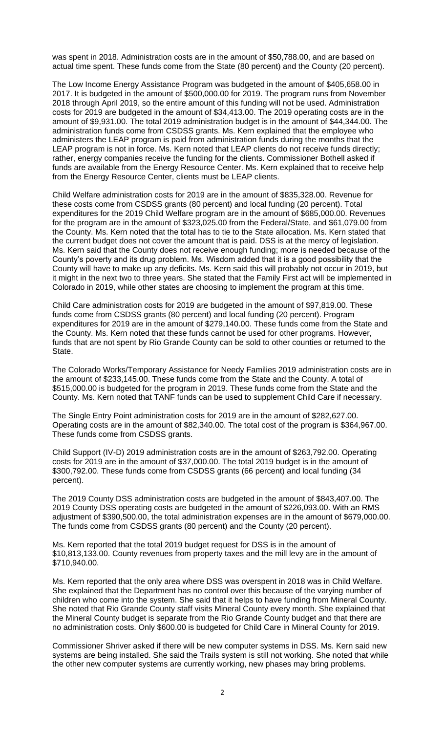was spent in 2018. Administration costs are in the amount of $50,788.00, and are based on actual time spent. These funds come from the State (80 percent) and the County (20 percent).

The Low Income Energy Assistance Program was budgeted in the amount of $405,658.00 in 2017. It is budgeted in the amount of $500,000.00 for 2019. The program runs from November 2018 through April 2019, so the entire amount of this funding will not be used. Administration costs for 2019 are budgeted in the amount of $34,413.00. The 2019 operating costs are in the amount of $9,931.00. The total 2019 administration budget is in the amount of $44,344.00. The administration funds come from CSDSS grants. Ms. Kern explained that the employee who administers the LEAP program is paid from administration funds during the months that the LEAP program is not in force. Ms. Kern noted that LEAP clients do not receive funds directly; rather, energy companies receive the funding for the clients. Commissioner Bothell asked if funds are available from the Energy Resource Center. Ms. Kern explained that to receive help from the Energy Resource Center, clients must be LEAP clients.

Child Welfare administration costs for 2019 are in the amount of $835,328.00. Revenue for these costs come from CSDSS grants (80 percent) and local funding (20 percent). Total expenditures for the 2019 Child Welfare program are in the amount of $685,000.00. Revenues for the program are in the amount of $323,025.00 from the Federal/State, and $61,079.00 from the County. Ms. Kern noted that the total has to tie to the State allocation. Ms. Kern stated that the current budget does not cover the amount that is paid. DSS is at the mercy of legislation. Ms. Kern said that the County does not receive enough funding; more is needed because of the County's poverty and its drug problem. Ms. Wisdom added that it is a good possibility that the County will have to make up any deficits. Ms. Kern said this will probably not occur in 2019, but it might in the next two to three years. She stated that the Family First act will be implemented in Colorado in 2019, while other states are choosing to implement the program at this time.

Child Care administration costs for 2019 are budgeted in the amount of $97,819.00. These funds come from CSDSS grants (80 percent) and local funding (20 percent). Program expenditures for 2019 are in the amount of $279,140.00. These funds come from the State and the County. Ms. Kern noted that these funds cannot be used for other programs. However, funds that are not spent by Rio Grande County can be sold to other counties or returned to the State.

The Colorado Works/Temporary Assistance for Needy Families 2019 administration costs are in the amount of $233,145.00. These funds come from the State and the County. A total of $515,000.00 is budgeted for the program in 2019. These funds come from the State and the County. Ms. Kern noted that TANF funds can be used to supplement Child Care if necessary.

The Single Entry Point administration costs for 2019 are in the amount of $282,627.00. Operating costs are in the amount of $82,340.00. The total cost of the program is $364,967.00. These funds come from CSDSS grants.

Child Support (IV-D) 2019 administration costs are in the amount of $263,792.00. Operating costs for 2019 are in the amount of $37,000.00. The total 2019 budget is in the amount of $300,792.00. These funds come from CSDSS grants (66 percent) and local funding (34 percent).

The 2019 County DSS administration costs are budgeted in the amount of $843,407.00. The 2019 County DSS operating costs are budgeted in the amount of $226,093.00. With an RMS adjustment of $390,500.00, the total administration expenses are in the amount of $679,000.00. The funds come from CSDSS grants (80 percent) and the County (20 percent).

Ms. Kern reported that the total 2019 budget request for DSS is in the amount of $10,813,133.00. County revenues from property taxes and the mill levy are in the amount of $710,940.00.

Ms. Kern reported that the only area where DSS was overspent in 2018 was in Child Welfare. She explained that the Department has no control over this because of the varying number of children who come into the system. She said that it helps to have funding from Mineral County. She noted that Rio Grande County staff visits Mineral County every month. She explained that the Mineral County budget is separate from the Rio Grande County budget and that there are no administration costs. Only $600.00 is budgeted for Child Care in Mineral County for 2019.

Commissioner Shriver asked if there will be new computer systems in DSS. Ms. Kern said new systems are being installed. She said the Trails system is still not working. She noted that while the other new computer systems are currently working, new phases may bring problems.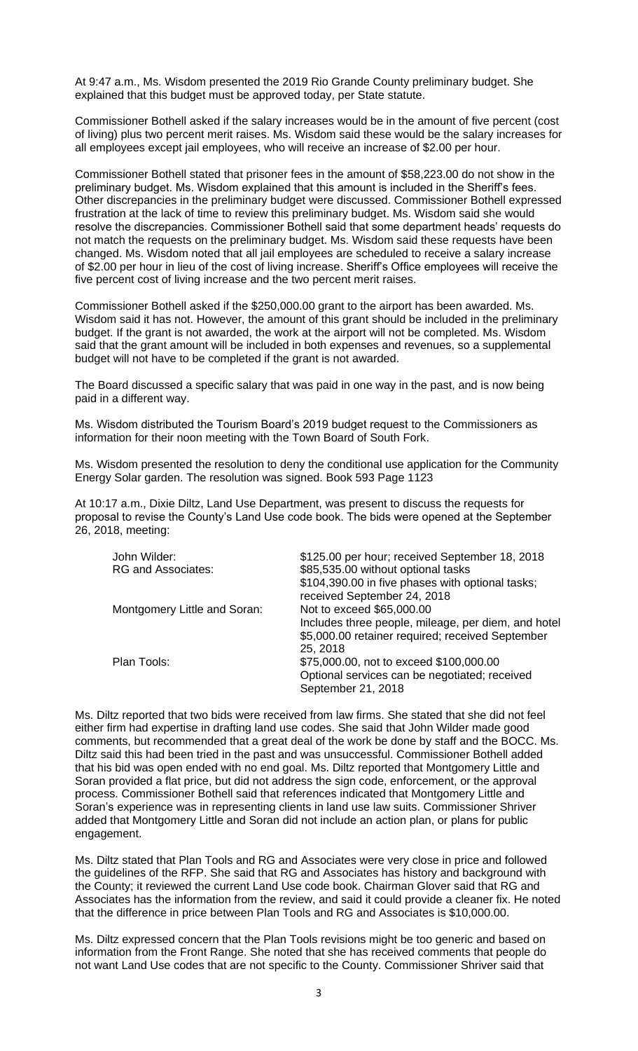At 9:47 a.m., Ms. Wisdom presented the 2019 Rio Grande County preliminary budget. She explained that this budget must be approved today, per State statute.

Commissioner Bothell asked if the salary increases would be in the amount of five percent (cost of living) plus two percent merit raises. Ms. Wisdom said these would be the salary increases for all employees except jail employees, who will receive an increase of $2.00 per hour.

Commissioner Bothell stated that prisoner fees in the amount of $58,223.00 do not show in the preliminary budget. Ms. Wisdom explained that this amount is included in the Sheriff's fees. Other discrepancies in the preliminary budget were discussed. Commissioner Bothell expressed frustration at the lack of time to review this preliminary budget. Ms. Wisdom said she would resolve the discrepancies. Commissioner Bothell said that some department heads' requests do not match the requests on the preliminary budget. Ms. Wisdom said these requests have been changed. Ms. Wisdom noted that all jail employees are scheduled to receive a salary increase of $2.00 per hour in lieu of the cost of living increase. Sheriff's Office employees will receive the five percent cost of living increase and the two percent merit raises.

Commissioner Bothell asked if the $250,000.00 grant to the airport has been awarded. Ms. Wisdom said it has not. However, the amount of this grant should be included in the preliminary budget. If the grant is not awarded, the work at the airport will not be completed. Ms. Wisdom said that the grant amount will be included in both expenses and revenues, so a supplemental budget will not have to be completed if the grant is not awarded.

The Board discussed a specific salary that was paid in one way in the past, and is now being paid in a different way.

Ms. Wisdom distributed the Tourism Board's 2019 budget request to the Commissioners as information for their noon meeting with the Town Board of South Fork.

Ms. Wisdom presented the resolution to deny the conditional use application for the Community Energy Solar garden. The resolution was signed. Book 593 Page 1123

At 10:17 a.m., Dixie Diltz, Land Use Department, was present to discuss the requests for proposal to revise the County's Land Use code book. The bids were opened at the September 26, 2018, meeting:

| | |
|---|---|
| John Wilder: | $125.00 per hour; received September 18, 2018 |
| RG and Associates: | $85,535.00 without optional tasks<br>$104,390.00 in five phases with optional tasks; received September 24, 2018 |
| Montgomery Little and Soran: | Not to exceed $65,000.00<br>Includes three people, mileage, per diem, and hotel<br>$5,000.00 retainer required; received September 25, 2018 |
| Plan Tools: | $75,000.00, not to exceed $100,000.00<br>Optional services can be negotiated; received September 21, 2018 |

Ms. Diltz reported that two bids were received from law firms. She stated that she did not feel either firm had expertise in drafting land use codes. She said that John Wilder made good comments, but recommended that a great deal of the work be done by staff and the BOCC. Ms. Diltz said this had been tried in the past and was unsuccessful. Commissioner Bothell added that his bid was open ended with no end goal. Ms. Diltz reported that Montgomery Little and Soran provided a flat price, but did not address the sign code, enforcement, or the approval process. Commissioner Bothell said that references indicated that Montgomery Little and Soran's experience was in representing clients in land use law suits. Commissioner Shriver added that Montgomery Little and Soran did not include an action plan, or plans for public engagement.

Ms. Diltz stated that Plan Tools and RG and Associates were very close in price and followed the guidelines of the RFP. She said that RG and Associates has history and background with the County; it reviewed the current Land Use code book. Chairman Glover said that RG and Associates has the information from the review, and said it could provide a cleaner fix. He noted that the difference in price between Plan Tools and RG and Associates is $10,000.00.

Ms. Diltz expressed concern that the Plan Tools revisions might be too generic and based on information from the Front Range. She noted that she has received comments that people do not want Land Use codes that are not specific to the County. Commissioner Shriver said that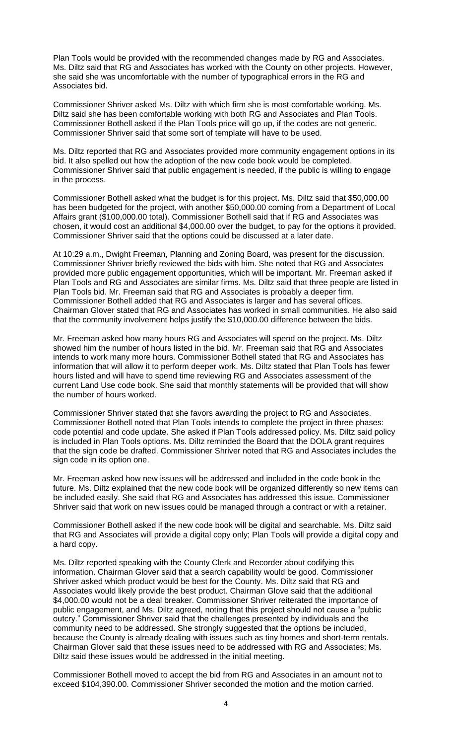Plan Tools would be provided with the recommended changes made by RG and Associates. Ms. Diltz said that RG and Associates has worked with the County on other projects. However, she said she was uncomfortable with the number of typographical errors in the RG and Associates bid.

Commissioner Shriver asked Ms. Diltz with which firm she is most comfortable working. Ms. Diltz said she has been comfortable working with both RG and Associates and Plan Tools. Commissioner Bothell asked if the Plan Tools price will go up, if the codes are not generic. Commissioner Shriver said that some sort of template will have to be used.

Ms. Diltz reported that RG and Associates provided more community engagement options in its bid. It also spelled out how the adoption of the new code book would be completed. Commissioner Shriver said that public engagement is needed, if the public is willing to engage in the process.

Commissioner Bothell asked what the budget is for this project. Ms. Diltz said that $50,000.00 has been budgeted for the project, with another $50,000.00 coming from a Department of Local Affairs grant ($100,000.00 total). Commissioner Bothell said that if RG and Associates was chosen, it would cost an additional $4,000.00 over the budget, to pay for the options it provided. Commissioner Shriver said that the options could be discussed at a later date.

At 10:29 a.m., Dwight Freeman, Planning and Zoning Board, was present for the discussion. Commissioner Shriver briefly reviewed the bids with him. She noted that RG and Associates provided more public engagement opportunities, which will be important. Mr. Freeman asked if Plan Tools and RG and Associates are similar firms. Ms. Diltz said that three people are listed in Plan Tools bid. Mr. Freeman said that RG and Associates is probably a deeper firm. Commissioner Bothell added that RG and Associates is larger and has several offices. Chairman Glover stated that RG and Associates has worked in small communities. He also said that the community involvement helps justify the $10,000.00 difference between the bids.

Mr. Freeman asked how many hours RG and Associates will spend on the project. Ms. Diltz showed him the number of hours listed in the bid. Mr. Freeman said that RG and Associates intends to work many more hours. Commissioner Bothell stated that RG and Associates has information that will allow it to perform deeper work. Ms. Diltz stated that Plan Tools has fewer hours listed and will have to spend time reviewing RG and Associates assessment of the current Land Use code book. She said that monthly statements will be provided that will show the number of hours worked.

Commissioner Shriver stated that she favors awarding the project to RG and Associates. Commissioner Bothell noted that Plan Tools intends to complete the project in three phases: code potential and code update. She asked if Plan Tools addressed policy. Ms. Diltz said policy is included in Plan Tools options. Ms. Diltz reminded the Board that the DOLA grant requires that the sign code be drafted. Commissioner Shriver noted that RG and Associates includes the sign code in its option one.

Mr. Freeman asked how new issues will be addressed and included in the code book in the future. Ms. Diltz explained that the new code book will be organized differently so new items can be included easily. She said that RG and Associates has addressed this issue. Commissioner Shriver said that work on new issues could be managed through a contract or with a retainer.

Commissioner Bothell asked if the new code book will be digital and searchable. Ms. Diltz said that RG and Associates will provide a digital copy only; Plan Tools will provide a digital copy and a hard copy.

Ms. Diltz reported speaking with the County Clerk and Recorder about codifying this information. Chairman Glover said that a search capability would be good. Commissioner Shriver asked which product would be best for the County. Ms. Diltz said that RG and Associates would likely provide the best product. Chairman Glove said that the additional $4,000.00 would not be a deal breaker. Commissioner Shriver reiterated the importance of public engagement, and Ms. Diltz agreed, noting that this project should not cause a "public outcry." Commissioner Shriver said that the challenges presented by individuals and the community need to be addressed. She strongly suggested that the options be included, because the County is already dealing with issues such as tiny homes and short-term rentals. Chairman Glover said that these issues need to be addressed with RG and Associates; Ms. Diltz said these issues would be addressed in the initial meeting.

Commissioner Bothell moved to accept the bid from RG and Associates in an amount not to exceed $104,390.00. Commissioner Shriver seconded the motion and the motion carried.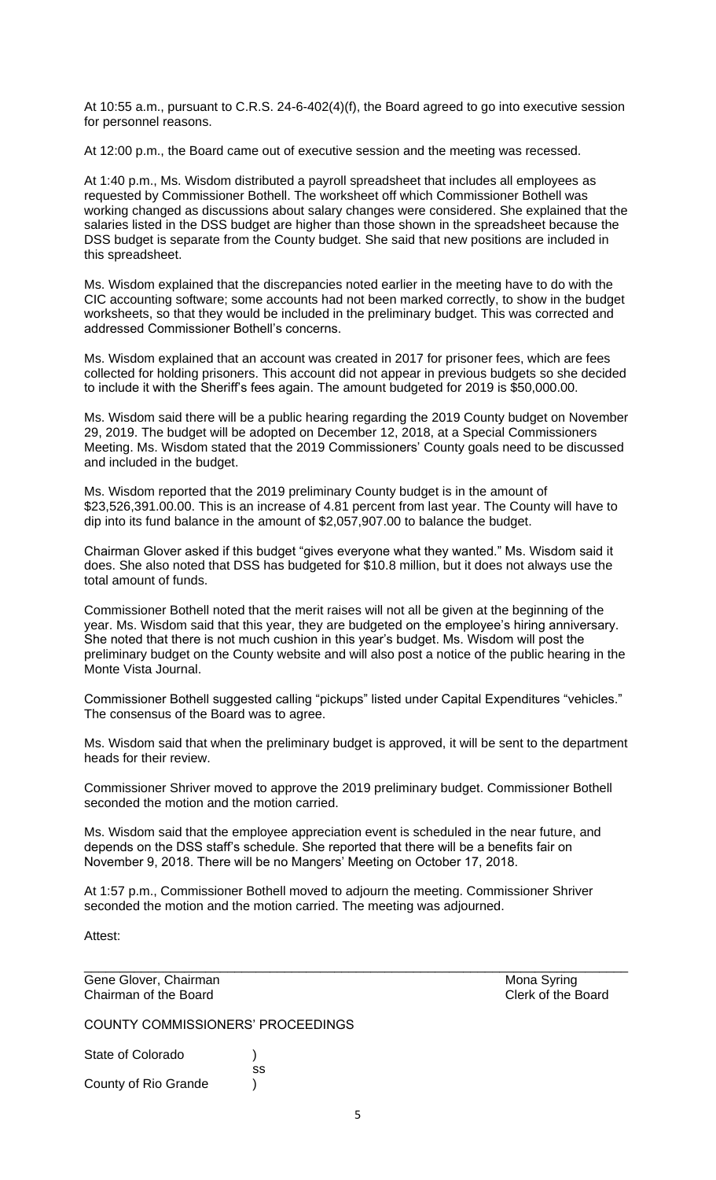At 10:55 a.m., pursuant to C.R.S. 24-6-402(4)(f), the Board agreed to go into executive session for personnel reasons.

At 12:00 p.m., the Board came out of executive session and the meeting was recessed.

At 1:40 p.m., Ms. Wisdom distributed a payroll spreadsheet that includes all employees as requested by Commissioner Bothell. The worksheet off which Commissioner Bothell was working changed as discussions about salary changes were considered. She explained that the salaries listed in the DSS budget are higher than those shown in the spreadsheet because the DSS budget is separate from the County budget. She said that new positions are included in this spreadsheet.

Ms. Wisdom explained that the discrepancies noted earlier in the meeting have to do with the CIC accounting software; some accounts had not been marked correctly, to show in the budget worksheets, so that they would be included in the preliminary budget. This was corrected and addressed Commissioner Bothell's concerns.

Ms. Wisdom explained that an account was created in 2017 for prisoner fees, which are fees collected for holding prisoners. This account did not appear in previous budgets so she decided to include it with the Sheriff's fees again. The amount budgeted for 2019 is $50,000.00.

Ms. Wisdom said there will be a public hearing regarding the 2019 County budget on November 29, 2019. The budget will be adopted on December 12, 2018, at a Special Commissioners Meeting. Ms. Wisdom stated that the 2019 Commissioners' County goals need to be discussed and included in the budget.

Ms. Wisdom reported that the 2019 preliminary County budget is in the amount of $23,526,391.00.00. This is an increase of 4.81 percent from last year. The County will have to dip into its fund balance in the amount of $2,057,907.00 to balance the budget.

Chairman Glover asked if this budget "gives everyone what they wanted." Ms. Wisdom said it does. She also noted that DSS has budgeted for $10.8 million, but it does not always use the total amount of funds.

Commissioner Bothell noted that the merit raises will not all be given at the beginning of the year. Ms. Wisdom said that this year, they are budgeted on the employee's hiring anniversary. She noted that there is not much cushion in this year's budget. Ms. Wisdom will post the preliminary budget on the County website and will also post a notice of the public hearing in the Monte Vista Journal.

Commissioner Bothell suggested calling "pickups" listed under Capital Expenditures "vehicles." The consensus of the Board was to agree.

Ms. Wisdom said that when the preliminary budget is approved, it will be sent to the department heads for their review.

Commissioner Shriver moved to approve the 2019 preliminary budget. Commissioner Bothell seconded the motion and the motion carried.

Ms. Wisdom said that the employee appreciation event is scheduled in the near future, and depends on the DSS staff's schedule. She reported that there will be a benefits fair on November 9, 2018. There will be no Mangers' Meeting on October 17, 2018.

At 1:57 p.m., Commissioner Bothell moved to adjourn the meeting. Commissioner Shriver seconded the motion and the motion carried. The meeting was adjourned.

Attest:

\_\_\_\_\_\_\_\_\_\_\_\_\_\_\_\_\_\_\_\_\_\_\_\_\_\_\_\_\_\_\_\_\_\_\_\_\_\_\_\_\_\_\_\_\_\_\_\_\_\_\_\_\_\_\_\_\_\_\_\_\_\_\_\_\_\_\_\_\_\_

Gene Glover, Chairman — Mona Syring
Chairman of the Board — Clerk of the Board

COUNTY COMMISSIONERS' PROCEEDINGS

State of Colorado )
ss
County of Rio Grande )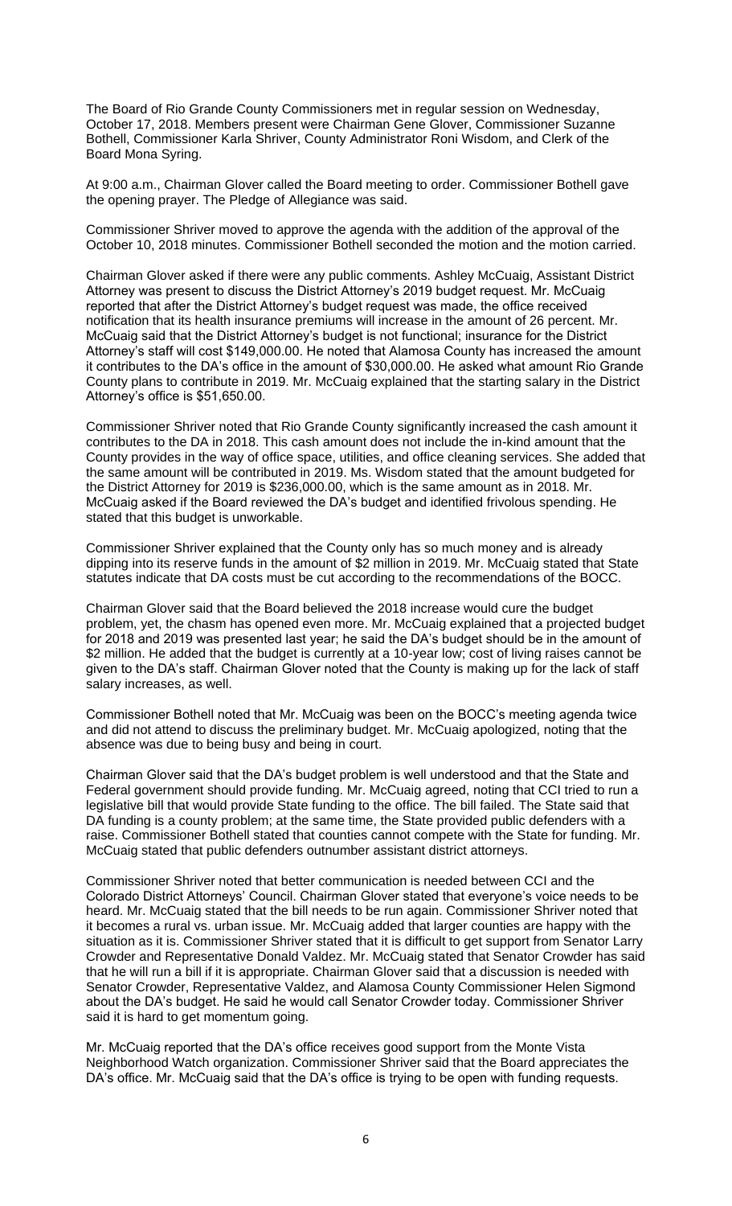The Board of Rio Grande County Commissioners met in regular session on Wednesday, October 17, 2018. Members present were Chairman Gene Glover, Commissioner Suzanne Bothell, Commissioner Karla Shriver, County Administrator Roni Wisdom, and Clerk of the Board Mona Syring.

At 9:00 a.m., Chairman Glover called the Board meeting to order. Commissioner Bothell gave the opening prayer. The Pledge of Allegiance was said.

Commissioner Shriver moved to approve the agenda with the addition of the approval of the October 10, 2018 minutes. Commissioner Bothell seconded the motion and the motion carried.

Chairman Glover asked if there were any public comments. Ashley McCuaig, Assistant District Attorney was present to discuss the District Attorney's 2019 budget request. Mr. McCuaig reported that after the District Attorney's budget request was made, the office received notification that its health insurance premiums will increase in the amount of 26 percent. Mr. McCuaig said that the District Attorney's budget is not functional; insurance for the District Attorney's staff will cost $149,000.00. He noted that Alamosa County has increased the amount it contributes to the DA's office in the amount of $30,000.00. He asked what amount Rio Grande County plans to contribute in 2019. Mr. McCuaig explained that the starting salary in the District Attorney's office is $51,650.00.

Commissioner Shriver noted that Rio Grande County significantly increased the cash amount it contributes to the DA in 2018. This cash amount does not include the in-kind amount that the County provides in the way of office space, utilities, and office cleaning services. She added that the same amount will be contributed in 2019. Ms. Wisdom stated that the amount budgeted for the District Attorney for 2019 is $236,000.00, which is the same amount as in 2018. Mr. McCuaig asked if the Board reviewed the DA's budget and identified frivolous spending. He stated that this budget is unworkable.

Commissioner Shriver explained that the County only has so much money and is already dipping into its reserve funds in the amount of $2 million in 2019. Mr. McCuaig stated that State statutes indicate that DA costs must be cut according to the recommendations of the BOCC.

Chairman Glover said that the Board believed the 2018 increase would cure the budget problem, yet, the chasm has opened even more. Mr. McCuaig explained that a projected budget for 2018 and 2019 was presented last year; he said the DA's budget should be in the amount of $2 million. He added that the budget is currently at a 10-year low; cost of living raises cannot be given to the DA's staff. Chairman Glover noted that the County is making up for the lack of staff salary increases, as well.

Commissioner Bothell noted that Mr. McCuaig was been on the BOCC's meeting agenda twice and did not attend to discuss the preliminary budget. Mr. McCuaig apologized, noting that the absence was due to being busy and being in court.

Chairman Glover said that the DA's budget problem is well understood and that the State and Federal government should provide funding. Mr. McCuaig agreed, noting that CCI tried to run a legislative bill that would provide State funding to the office. The bill failed. The State said that DA funding is a county problem; at the same time, the State provided public defenders with a raise. Commissioner Bothell stated that counties cannot compete with the State for funding. Mr. McCuaig stated that public defenders outnumber assistant district attorneys.

Commissioner Shriver noted that better communication is needed between CCI and the Colorado District Attorneys' Council. Chairman Glover stated that everyone's voice needs to be heard. Mr. McCuaig stated that the bill needs to be run again. Commissioner Shriver noted that it becomes a rural vs. urban issue. Mr. McCuaig added that larger counties are happy with the situation as it is. Commissioner Shriver stated that it is difficult to get support from Senator Larry Crowder and Representative Donald Valdez. Mr. McCuaig stated that Senator Crowder has said that he will run a bill if it is appropriate. Chairman Glover said that a discussion is needed with Senator Crowder, Representative Valdez, and Alamosa County Commissioner Helen Sigmond about the DA's budget. He said he would call Senator Crowder today. Commissioner Shriver said it is hard to get momentum going.

Mr. McCuaig reported that the DA's office receives good support from the Monte Vista Neighborhood Watch organization. Commissioner Shriver said that the Board appreciates the DA's office. Mr. McCuaig said that the DA's office is trying to be open with funding requests.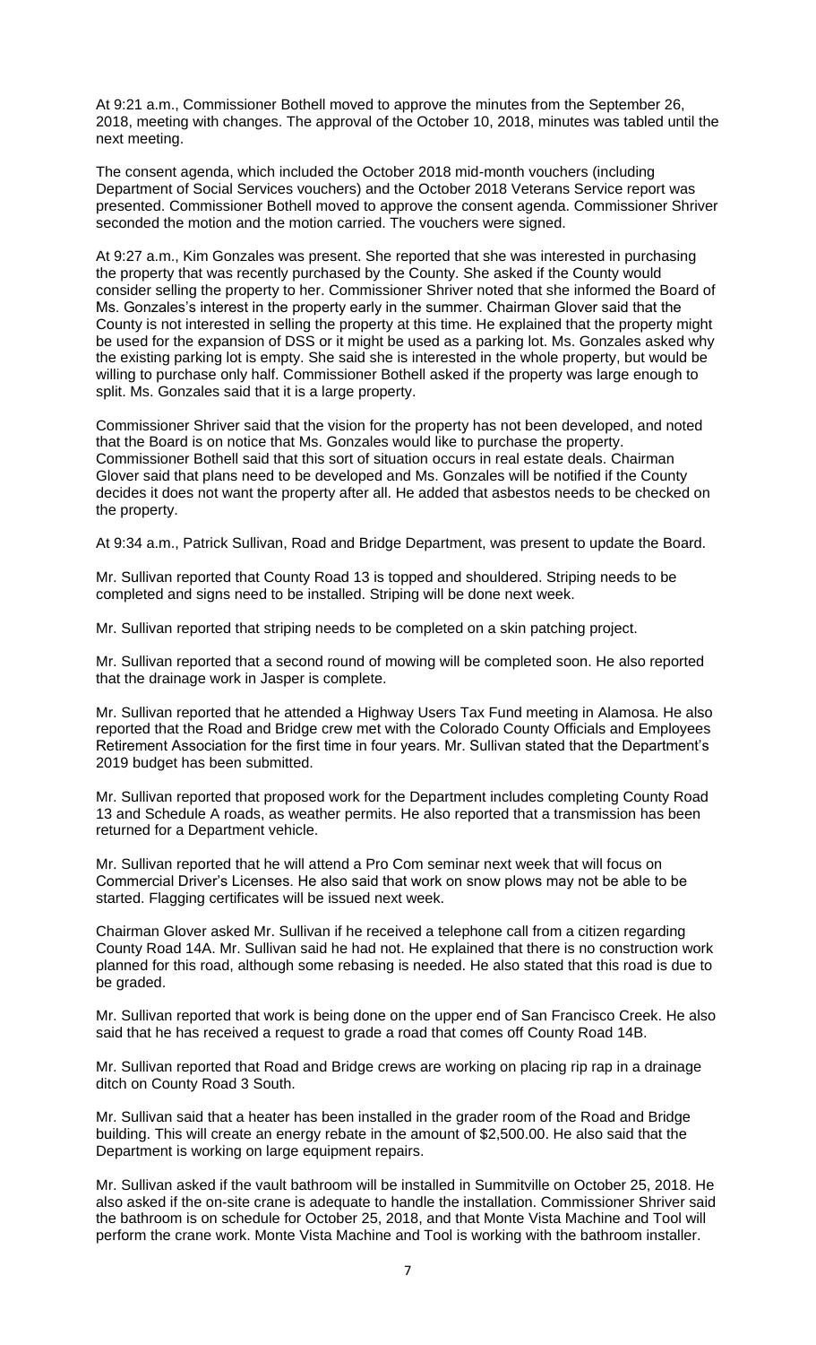At 9:21 a.m., Commissioner Bothell moved to approve the minutes from the September 26, 2018, meeting with changes. The approval of the October 10, 2018, minutes was tabled until the next meeting.

The consent agenda, which included the October 2018 mid-month vouchers (including Department of Social Services vouchers) and the October 2018 Veterans Service report was presented. Commissioner Bothell moved to approve the consent agenda. Commissioner Shriver seconded the motion and the motion carried. The vouchers were signed.

At 9:27 a.m., Kim Gonzales was present. She reported that she was interested in purchasing the property that was recently purchased by the County. She asked if the County would consider selling the property to her. Commissioner Shriver noted that she informed the Board of Ms. Gonzales's interest in the property early in the summer. Chairman Glover said that the County is not interested in selling the property at this time. He explained that the property might be used for the expansion of DSS or it might be used as a parking lot. Ms. Gonzales asked why the existing parking lot is empty. She said she is interested in the whole property, but would be willing to purchase only half. Commissioner Bothell asked if the property was large enough to split. Ms. Gonzales said that it is a large property.

Commissioner Shriver said that the vision for the property has not been developed, and noted that the Board is on notice that Ms. Gonzales would like to purchase the property. Commissioner Bothell said that this sort of situation occurs in real estate deals. Chairman Glover said that plans need to be developed and Ms. Gonzales will be notified if the County decides it does not want the property after all. He added that asbestos needs to be checked on the property.

At 9:34 a.m., Patrick Sullivan, Road and Bridge Department, was present to update the Board.

Mr. Sullivan reported that County Road 13 is topped and shouldered. Striping needs to be completed and signs need to be installed. Striping will be done next week.

Mr. Sullivan reported that striping needs to be completed on a skin patching project.

Mr. Sullivan reported that a second round of mowing will be completed soon. He also reported that the drainage work in Jasper is complete.

Mr. Sullivan reported that he attended a Highway Users Tax Fund meeting in Alamosa. He also reported that the Road and Bridge crew met with the Colorado County Officials and Employees Retirement Association for the first time in four years. Mr. Sullivan stated that the Department's 2019 budget has been submitted.

Mr. Sullivan reported that proposed work for the Department includes completing County Road 13 and Schedule A roads, as weather permits. He also reported that a transmission has been returned for a Department vehicle.

Mr. Sullivan reported that he will attend a Pro Com seminar next week that will focus on Commercial Driver's Licenses. He also said that work on snow plows may not be able to be started. Flagging certificates will be issued next week.

Chairman Glover asked Mr. Sullivan if he received a telephone call from a citizen regarding County Road 14A. Mr. Sullivan said he had not. He explained that there is no construction work planned for this road, although some rebasing is needed. He also stated that this road is due to be graded.

Mr. Sullivan reported that work is being done on the upper end of San Francisco Creek. He also said that he has received a request to grade a road that comes off County Road 14B.

Mr. Sullivan reported that Road and Bridge crews are working on placing rip rap in a drainage ditch on County Road 3 South.

Mr. Sullivan said that a heater has been installed in the grader room of the Road and Bridge building. This will create an energy rebate in the amount of $2,500.00. He also said that the Department is working on large equipment repairs.

Mr. Sullivan asked if the vault bathroom will be installed in Summitville on October 25, 2018. He also asked if the on-site crane is adequate to handle the installation. Commissioner Shriver said the bathroom is on schedule for October 25, 2018, and that Monte Vista Machine and Tool will perform the crane work. Monte Vista Machine and Tool is working with the bathroom installer.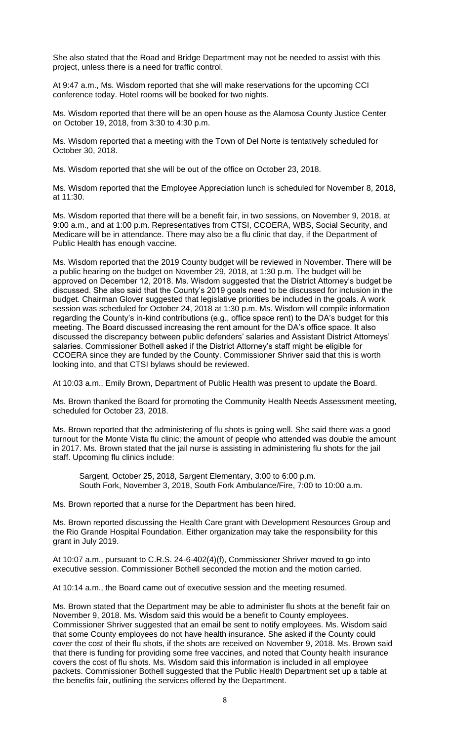She also stated that the Road and Bridge Department may not be needed to assist with this project, unless there is a need for traffic control.

At 9:47 a.m., Ms. Wisdom reported that she will make reservations for the upcoming CCI conference today. Hotel rooms will be booked for two nights.

Ms. Wisdom reported that there will be an open house as the Alamosa County Justice Center on October 19, 2018, from 3:30 to 4:30 p.m.

Ms. Wisdom reported that a meeting with the Town of Del Norte is tentatively scheduled for October 30, 2018.

Ms. Wisdom reported that she will be out of the office on October 23, 2018.

Ms. Wisdom reported that the Employee Appreciation lunch is scheduled for November 8, 2018, at 11:30.

Ms. Wisdom reported that there will be a benefit fair, in two sessions, on November 9, 2018, at 9:00 a.m., and at 1:00 p.m. Representatives from CTSI, CCOERA, WBS, Social Security, and Medicare will be in attendance. There may also be a flu clinic that day, if the Department of Public Health has enough vaccine.

Ms. Wisdom reported that the 2019 County budget will be reviewed in November. There will be a public hearing on the budget on November 29, 2018, at 1:30 p.m. The budget will be approved on December 12, 2018. Ms. Wisdom suggested that the District Attorney's budget be discussed. She also said that the County's 2019 goals need to be discussed for inclusion in the budget. Chairman Glover suggested that legislative priorities be included in the goals. A work session was scheduled for October 24, 2018 at 1:30 p.m. Ms. Wisdom will compile information regarding the County's in-kind contributions (e.g., office space rent) to the DA's budget for this meeting. The Board discussed increasing the rent amount for the DA's office space. It also discussed the discrepancy between public defenders' salaries and Assistant District Attorneys' salaries. Commissioner Bothell asked if the District Attorney's staff might be eligible for CCOERA since they are funded by the County. Commissioner Shriver said that this is worth looking into, and that CTSI bylaws should be reviewed.

At 10:03 a.m., Emily Brown, Department of Public Health was present to update the Board.

Ms. Brown thanked the Board for promoting the Community Health Needs Assessment meeting, scheduled for October 23, 2018.

Ms. Brown reported that the administering of flu shots is going well. She said there was a good turnout for the Monte Vista flu clinic; the amount of people who attended was double the amount in 2017. Ms. Brown stated that the jail nurse is assisting in administering flu shots for the jail staff. Upcoming flu clinics include:

Sargent, October 25, 2018, Sargent Elementary, 3:00 to 6:00 p.m.
South Fork, November 3, 2018, South Fork Ambulance/Fire, 7:00 to 10:00 a.m.

Ms. Brown reported that a nurse for the Department has been hired.

Ms. Brown reported discussing the Health Care grant with Development Resources Group and the Rio Grande Hospital Foundation. Either organization may take the responsibility for this grant in July 2019.

At 10:07 a.m., pursuant to C.R.S. 24-6-402(4)(f), Commissioner Shriver moved to go into executive session. Commissioner Bothell seconded the motion and the motion carried.

At 10:14 a.m., the Board came out of executive session and the meeting resumed.

Ms. Brown stated that the Department may be able to administer flu shots at the benefit fair on November 9, 2018. Ms. Wisdom said this would be a benefit to County employees. Commissioner Shriver suggested that an email be sent to notify employees. Ms. Wisdom said that some County employees do not have health insurance. She asked if the County could cover the cost of their flu shots, if the shots are received on November 9, 2018. Ms. Brown said that there is funding for providing some free vaccines, and noted that County health insurance covers the cost of flu shots. Ms. Wisdom said this information is included in all employee packets. Commissioner Bothell suggested that the Public Health Department set up a table at the benefits fair, outlining the services offered by the Department.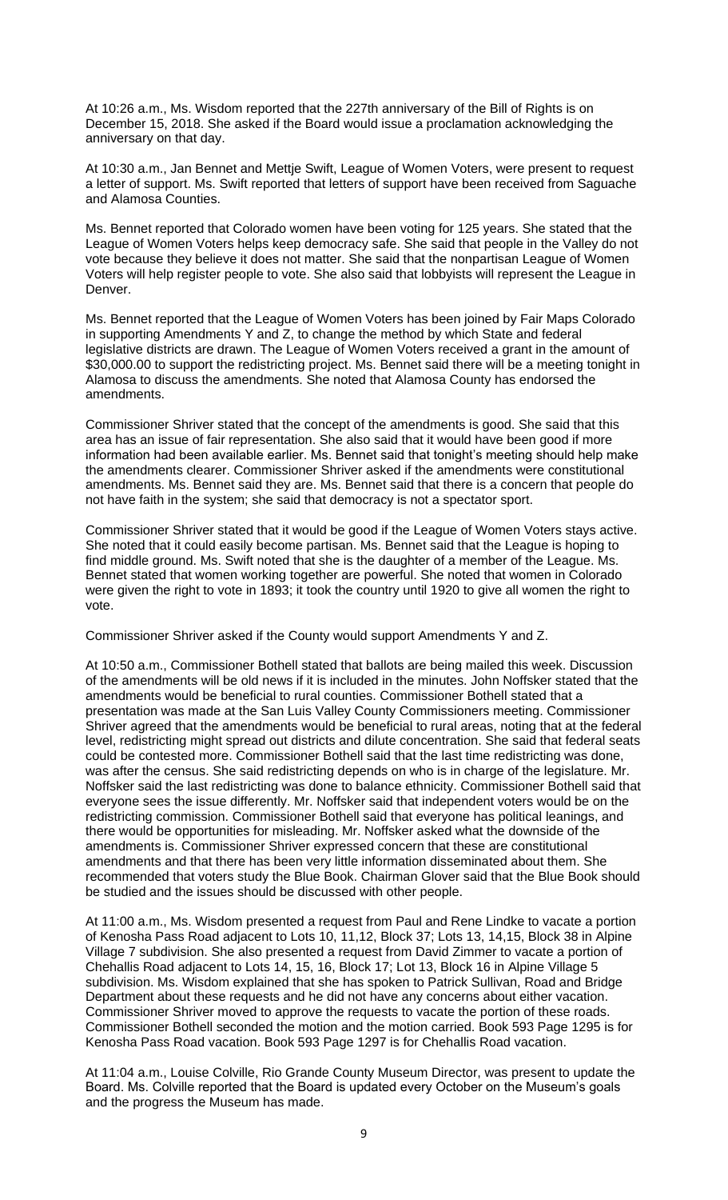At 10:26 a.m., Ms. Wisdom reported that the 227th anniversary of the Bill of Rights is on December 15, 2018. She asked if the Board would issue a proclamation acknowledging the anniversary on that day.

At 10:30 a.m., Jan Bennet and Mettje Swift, League of Women Voters, were present to request a letter of support. Ms. Swift reported that letters of support have been received from Saguache and Alamosa Counties.

Ms. Bennet reported that Colorado women have been voting for 125 years. She stated that the League of Women Voters helps keep democracy safe. She said that people in the Valley do not vote because they believe it does not matter. She said that the nonpartisan League of Women Voters will help register people to vote. She also said that lobbyists will represent the League in Denver.

Ms. Bennet reported that the League of Women Voters has been joined by Fair Maps Colorado in supporting Amendments Y and Z, to change the method by which State and federal legislative districts are drawn. The League of Women Voters received a grant in the amount of $30,000.00 to support the redistricting project. Ms. Bennet said there will be a meeting tonight in Alamosa to discuss the amendments. She noted that Alamosa County has endorsed the amendments.

Commissioner Shriver stated that the concept of the amendments is good. She said that this area has an issue of fair representation. She also said that it would have been good if more information had been available earlier. Ms. Bennet said that tonight's meeting should help make the amendments clearer. Commissioner Shriver asked if the amendments were constitutional amendments. Ms. Bennet said they are. Ms. Bennet said that there is a concern that people do not have faith in the system; she said that democracy is not a spectator sport.

Commissioner Shriver stated that it would be good if the League of Women Voters stays active. She noted that it could easily become partisan. Ms. Bennet said that the League is hoping to find middle ground. Ms. Swift noted that she is the daughter of a member of the League. Ms. Bennet stated that women working together are powerful. She noted that women in Colorado were given the right to vote in 1893; it took the country until 1920 to give all women the right to vote.

Commissioner Shriver asked if the County would support Amendments Y and Z.

At 10:50 a.m., Commissioner Bothell stated that ballots are being mailed this week. Discussion of the amendments will be old news if it is included in the minutes. John Noffsker stated that the amendments would be beneficial to rural counties. Commissioner Bothell stated that a presentation was made at the San Luis Valley County Commissioners meeting. Commissioner Shriver agreed that the amendments would be beneficial to rural areas, noting that at the federal level, redistricting might spread out districts and dilute concentration. She said that federal seats could be contested more. Commissioner Bothell said that the last time redistricting was done, was after the census. She said redistricting depends on who is in charge of the legislature. Mr. Noffsker said the last redistricting was done to balance ethnicity. Commissioner Bothell said that everyone sees the issue differently. Mr. Noffsker said that independent voters would be on the redistricting commission. Commissioner Bothell said that everyone has political leanings, and there would be opportunities for misleading. Mr. Noffsker asked what the downside of the amendments is. Commissioner Shriver expressed concern that these are constitutional amendments and that there has been very little information disseminated about them. She recommended that voters study the Blue Book. Chairman Glover said that the Blue Book should be studied and the issues should be discussed with other people.

At 11:00 a.m., Ms. Wisdom presented a request from Paul and Rene Lindke to vacate a portion of Kenosha Pass Road adjacent to Lots 10, 11,12, Block 37; Lots 13, 14,15, Block 38 in Alpine Village 7 subdivision. She also presented a request from David Zimmer to vacate a portion of Chehallis Road adjacent to Lots 14, 15, 16, Block 17; Lot 13, Block 16 in Alpine Village 5 subdivision. Ms. Wisdom explained that she has spoken to Patrick Sullivan, Road and Bridge Department about these requests and he did not have any concerns about either vacation. Commissioner Shriver moved to approve the requests to vacate the portion of these roads. Commissioner Bothell seconded the motion and the motion carried. Book 593 Page 1295 is for Kenosha Pass Road vacation. Book 593 Page 1297 is for Chehallis Road vacation.

At 11:04 a.m., Louise Colville, Rio Grande County Museum Director, was present to update the Board. Ms. Colville reported that the Board is updated every October on the Museum's goals and the progress the Museum has made.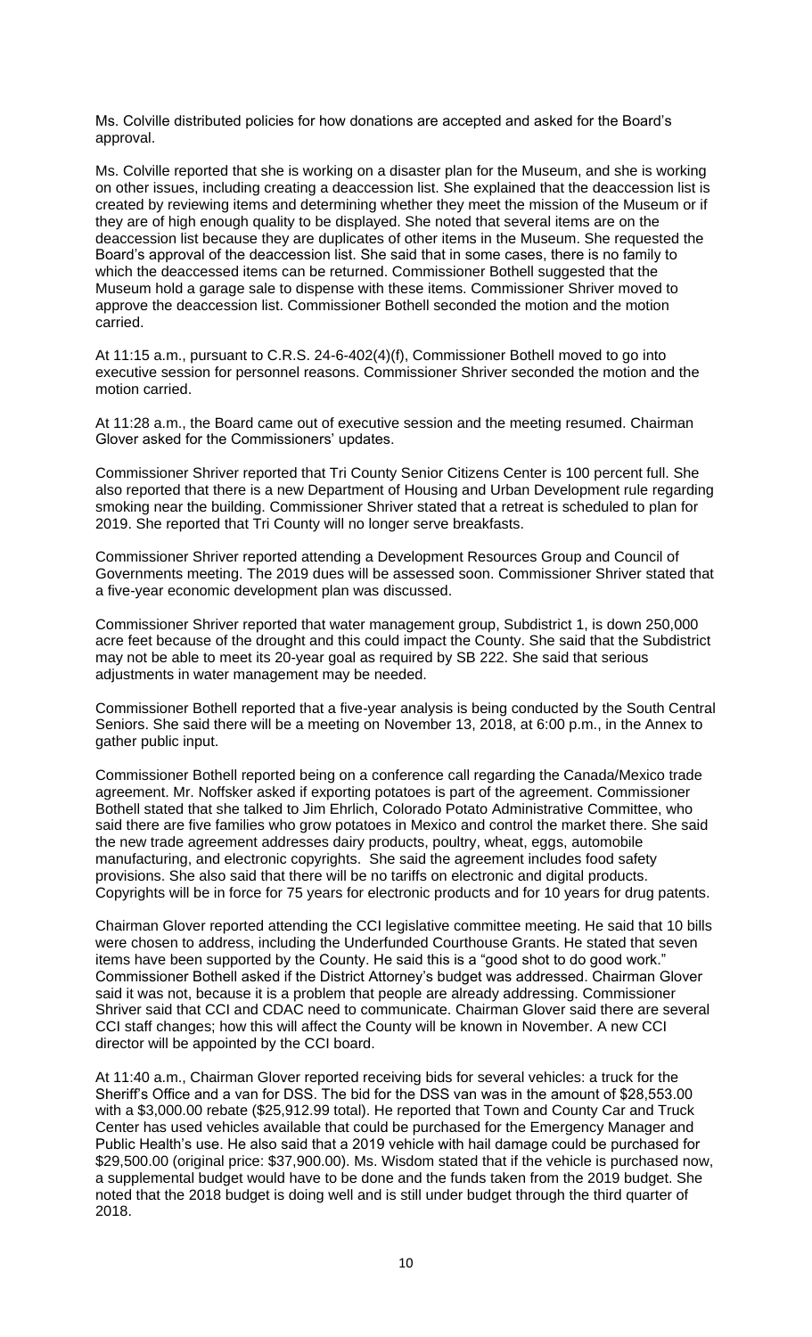Ms. Colville distributed policies for how donations are accepted and asked for the Board's approval.

Ms. Colville reported that she is working on a disaster plan for the Museum, and she is working on other issues, including creating a deaccession list. She explained that the deaccession list is created by reviewing items and determining whether they meet the mission of the Museum or if they are of high enough quality to be displayed. She noted that several items are on the deaccession list because they are duplicates of other items in the Museum. She requested the Board's approval of the deaccession list. She said that in some cases, there is no family to which the deaccessed items can be returned. Commissioner Bothell suggested that the Museum hold a garage sale to dispense with these items. Commissioner Shriver moved to approve the deaccession list. Commissioner Bothell seconded the motion and the motion carried.

At 11:15 a.m., pursuant to C.R.S. 24-6-402(4)(f), Commissioner Bothell moved to go into executive session for personnel reasons. Commissioner Shriver seconded the motion and the motion carried.

At 11:28 a.m., the Board came out of executive session and the meeting resumed. Chairman Glover asked for the Commissioners' updates.

Commissioner Shriver reported that Tri County Senior Citizens Center is 100 percent full. She also reported that there is a new Department of Housing and Urban Development rule regarding smoking near the building. Commissioner Shriver stated that a retreat is scheduled to plan for 2019. She reported that Tri County will no longer serve breakfasts.

Commissioner Shriver reported attending a Development Resources Group and Council of Governments meeting. The 2019 dues will be assessed soon. Commissioner Shriver stated that a five-year economic development plan was discussed.

Commissioner Shriver reported that water management group, Subdistrict 1, is down 250,000 acre feet because of the drought and this could impact the County. She said that the Subdistrict may not be able to meet its 20-year goal as required by SB 222. She said that serious adjustments in water management may be needed.

Commissioner Bothell reported that a five-year analysis is being conducted by the South Central Seniors. She said there will be a meeting on November 13, 2018, at 6:00 p.m., in the Annex to gather public input.

Commissioner Bothell reported being on a conference call regarding the Canada/Mexico trade agreement. Mr. Noffsker asked if exporting potatoes is part of the agreement. Commissioner Bothell stated that she talked to Jim Ehrlich, Colorado Potato Administrative Committee, who said there are five families who grow potatoes in Mexico and control the market there. She said the new trade agreement addresses dairy products, poultry, wheat, eggs, automobile manufacturing, and electronic copyrights. She said the agreement includes food safety provisions. She also said that there will be no tariffs on electronic and digital products. Copyrights will be in force for 75 years for electronic products and for 10 years for drug patents.

Chairman Glover reported attending the CCI legislative committee meeting. He said that 10 bills were chosen to address, including the Underfunded Courthouse Grants. He stated that seven items have been supported by the County. He said this is a "good shot to do good work." Commissioner Bothell asked if the District Attorney's budget was addressed. Chairman Glover said it was not, because it is a problem that people are already addressing. Commissioner Shriver said that CCI and CDAC need to communicate. Chairman Glover said there are several CCI staff changes; how this will affect the County will be known in November. A new CCI director will be appointed by the CCI board.

At 11:40 a.m., Chairman Glover reported receiving bids for several vehicles: a truck for the Sheriff's Office and a van for DSS. The bid for the DSS van was in the amount of $28,553.00 with a $3,000.00 rebate ($25,912.99 total). He reported that Town and County Car and Truck Center has used vehicles available that could be purchased for the Emergency Manager and Public Health's use. He also said that a 2019 vehicle with hail damage could be purchased for $29,500.00 (original price: $37,900.00). Ms. Wisdom stated that if the vehicle is purchased now, a supplemental budget would have to be done and the funds taken from the 2019 budget. She noted that the 2018 budget is doing well and is still under budget through the third quarter of 2018.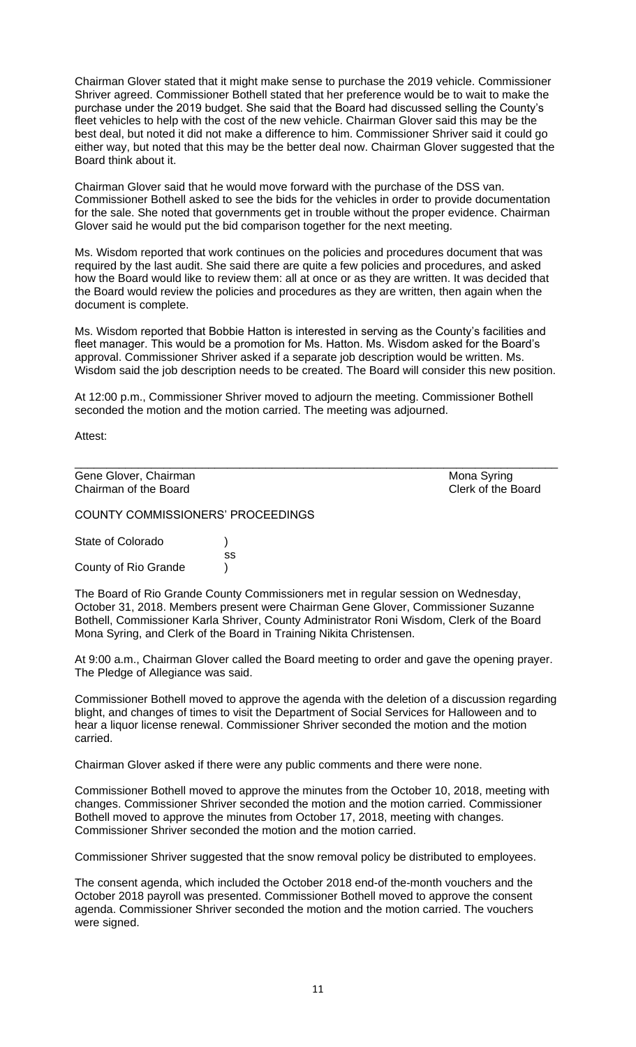Chairman Glover stated that it might make sense to purchase the 2019 vehicle. Commissioner Shriver agreed. Commissioner Bothell stated that her preference would be to wait to make the purchase under the 2019 budget. She said that the Board had discussed selling the County's fleet vehicles to help with the cost of the new vehicle. Chairman Glover said this may be the best deal, but noted it did not make a difference to him. Commissioner Shriver said it could go either way, but noted that this may be the better deal now. Chairman Glover suggested that the Board think about it.

Chairman Glover said that he would move forward with the purchase of the DSS van. Commissioner Bothell asked to see the bids for the vehicles in order to provide documentation for the sale. She noted that governments get in trouble without the proper evidence. Chairman Glover said he would put the bid comparison together for the next meeting.

Ms. Wisdom reported that work continues on the policies and procedures document that was required by the last audit. She said there are quite a few policies and procedures, and asked how the Board would like to review them: all at once or as they are written. It was decided that the Board would review the policies and procedures as they are written, then again when the document is complete.

Ms. Wisdom reported that Bobbie Hatton is interested in serving as the County's facilities and fleet manager. This would be a promotion for Ms. Hatton. Ms. Wisdom asked for the Board's approval. Commissioner Shriver asked if a separate job description would be written. Ms. Wisdom said the job description needs to be created. The Board will consider this new position.

At 12:00 p.m., Commissioner Shriver moved to adjourn the meeting. Commissioner Bothell seconded the motion and the motion carried. The meeting was adjourned.

Attest:

\_\_\_\_\_\_\_\_\_\_\_\_\_\_\_\_\_\_\_\_\_\_\_\_\_\_\_\_\_\_\_\_\_\_\_\_\_\_\_\_\_\_\_\_\_\_\_\_\_\_\_\_\_\_\_\_\_\_\_\_\_\_\_\_\_\_\_\_\_\_

Gene Glover, Chairman — Mona Syring
Chairman of the Board — Clerk of the Board

COUNTY COMMISSIONERS' PROCEEDINGS

State of Colorado )
ss
County of Rio Grande )

The Board of Rio Grande County Commissioners met in regular session on Wednesday, October 31, 2018. Members present were Chairman Gene Glover, Commissioner Suzanne Bothell, Commissioner Karla Shriver, County Administrator Roni Wisdom, Clerk of the Board Mona Syring, and Clerk of the Board in Training Nikita Christensen.

At 9:00 a.m., Chairman Glover called the Board meeting to order and gave the opening prayer. The Pledge of Allegiance was said.

Commissioner Bothell moved to approve the agenda with the deletion of a discussion regarding blight, and changes of times to visit the Department of Social Services for Halloween and to hear a liquor license renewal. Commissioner Shriver seconded the motion and the motion carried.

Chairman Glover asked if there were any public comments and there were none.

Commissioner Bothell moved to approve the minutes from the October 10, 2018, meeting with changes. Commissioner Shriver seconded the motion and the motion carried. Commissioner Bothell moved to approve the minutes from October 17, 2018, meeting with changes. Commissioner Shriver seconded the motion and the motion carried.

Commissioner Shriver suggested that the snow removal policy be distributed to employees.

The consent agenda, which included the October 2018 end-of the-month vouchers and the October 2018 payroll was presented. Commissioner Bothell moved to approve the consent agenda. Commissioner Shriver seconded the motion and the motion carried. The vouchers were signed.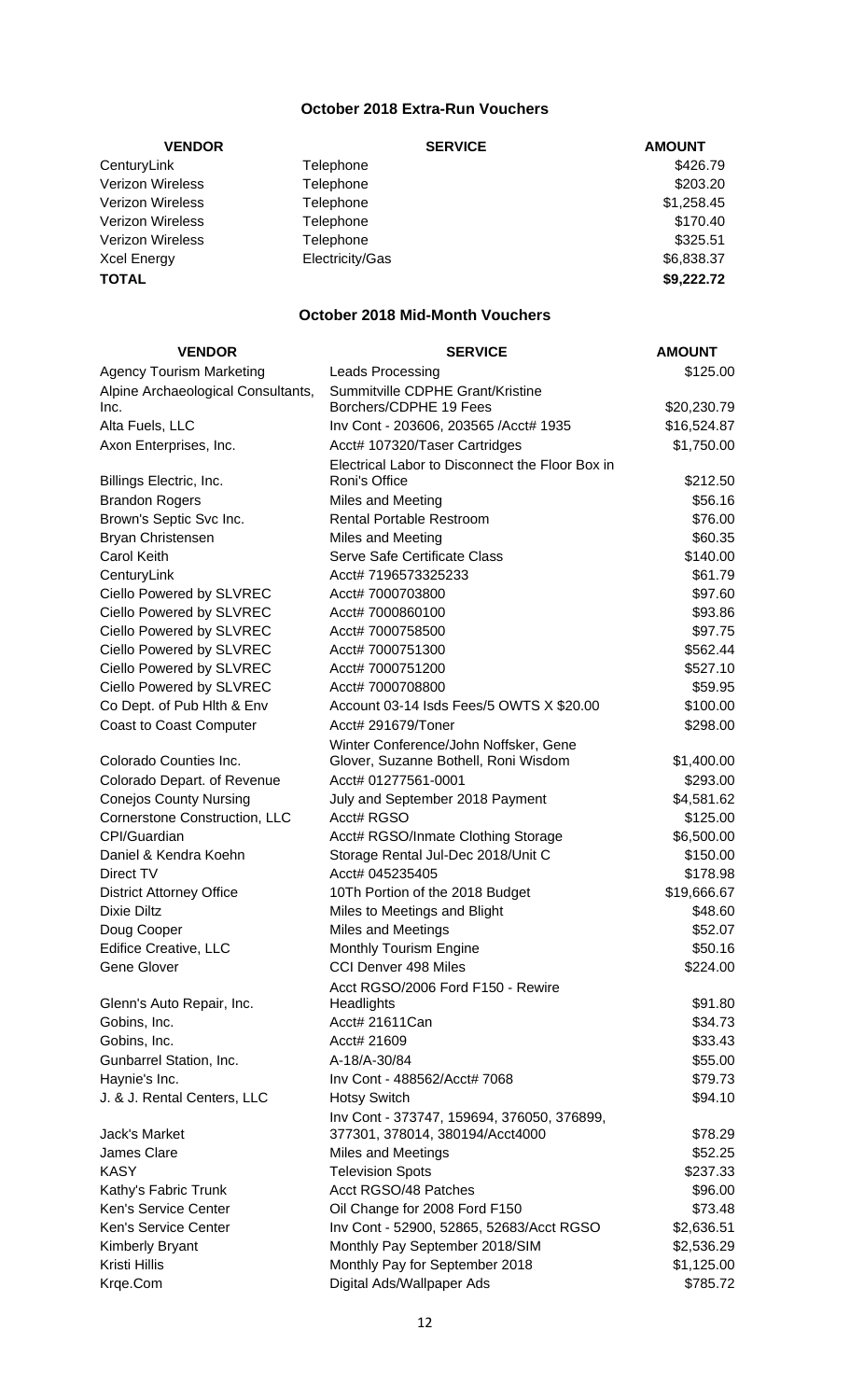## October 2018 Extra-Run Vouchers

| VENDOR | SERVICE | AMOUNT |
|---|---|---|
| CenturyLink | Telephone | $426.79 |
| Verizon Wireless | Telephone | $203.20 |
| Verizon Wireless | Telephone | $1,258.45 |
| Verizon Wireless | Telephone | $170.40 |
| Verizon Wireless | Telephone | $325.51 |
| Xcel Energy | Electricity/Gas | $6,838.37 |
| **TOTAL** | | **$9,222.72** |

## October 2018 Mid-Month Vouchers

| VENDOR | SERVICE | AMOUNT |
|---|---|---|
| Agency Tourism Marketing | Leads Processing | $125.00 |
| Alpine Archaeological Consultants, Inc. | Summitville CDPHE Grant/Kristine Borchers/CDPHE 19 Fees | $20,230.79 |
| Alta Fuels, LLC | Inv Cont - 203606, 203565 /Acct# 1935 | $16,524.87 |
| Axon Enterprises, Inc. | Acct# 107320/Taser Cartridges | $1,750.00 |
| Billings Electric, Inc. | Electrical Labor to Disconnect the Floor Box in Roni's Office | $212.50 |
| Brandon Rogers | Miles and Meeting | $56.16 |
| Brown's Septic Svc Inc. | Rental Portable Restroom | $76.00 |
| Bryan Christensen | Miles and Meeting | $60.35 |
| Carol Keith | Serve Safe Certificate Class | $140.00 |
| CenturyLink | Acct# 7196573325233 | $61.79 |
| Ciello Powered by SLVREC | Acct# 7000703800 | $97.60 |
| Ciello Powered by SLVREC | Acct# 7000860100 | $93.86 |
| Ciello Powered by SLVREC | Acct# 7000758500 | $97.75 |
| Ciello Powered by SLVREC | Acct# 7000751300 | $562.44 |
| Ciello Powered by SLVREC | Acct# 7000751200 | $527.10 |
| Ciello Powered by SLVREC | Acct# 7000708800 | $59.95 |
| Co Dept. of Pub Hlth & Env | Account 03-14 Isds Fees/5 OWTS X $20.00 | $100.00 |
| Coast to Coast Computer | Acct# 291679/Toner | $298.00 |
| Colorado Counties Inc. | Winter Conference/John Noffsker, Gene Glover, Suzanne Bothell, Roni Wisdom | $1,400.00 |
| Colorado Depart. of Revenue | Acct# 01277561-0001 | $293.00 |
| Conejos County Nursing | July and September 2018 Payment | $4,581.62 |
| Cornerstone Construction, LLC | Acct# RGSO | $125.00 |
| CPI/Guardian | Acct# RGSO/Inmate Clothing Storage | $6,500.00 |
| Daniel & Kendra Koehn | Storage Rental Jul-Dec 2018/Unit C | $150.00 |
| Direct TV | Acct# 045235405 | $178.98 |
| District Attorney Office | 10Th Portion of the 2018 Budget | $19,666.67 |
| Dixie Diltz | Miles to Meetings and Blight | $48.60 |
| Doug Cooper | Miles and Meetings | $52.07 |
| Edifice Creative, LLC | Monthly Tourism Engine | $50.16 |
| Gene Glover | CCI Denver 498 Miles | $224.00 |
| Glenn's Auto Repair, Inc. | Acct RGSO/2006 Ford F150 - Rewire Headlights | $91.80 |
| Gobins, Inc. | Acct# 21611Can | $34.73 |
| Gobins, Inc. | Acct# 21609 | $33.43 |
| Gunbarrel Station, Inc. | A-18/A-30/84 | $55.00 |
| Haynie's Inc. | Inv Cont - 488562/Acct# 7068 | $79.73 |
| J. & J. Rental Centers, LLC | Hotsy Switch | $94.10 |
| Jack's Market | Inv Cont - 373747, 159694, 376050, 376899, 377301, 378014, 380194/Acct4000 | $78.29 |
| James Clare | Miles and Meetings | $52.25 |
| KASY | Television Spots | $237.33 |
| Kathy's Fabric Trunk | Acct RGSO/48 Patches | $96.00 |
| Ken's Service Center | Oil Change for 2008 Ford F150 | $73.48 |
| Ken's Service Center | Inv Cont - 52900, 52865, 52683/Acct RGSO | $2,636.51 |
| Kimberly Bryant | Monthly Pay September 2018/SIM | $2,536.29 |
| Kristi Hillis | Monthly Pay for September 2018 | $1,125.00 |
| Krqe.Com | Digital Ads/Wallpaper Ads | $785.72 |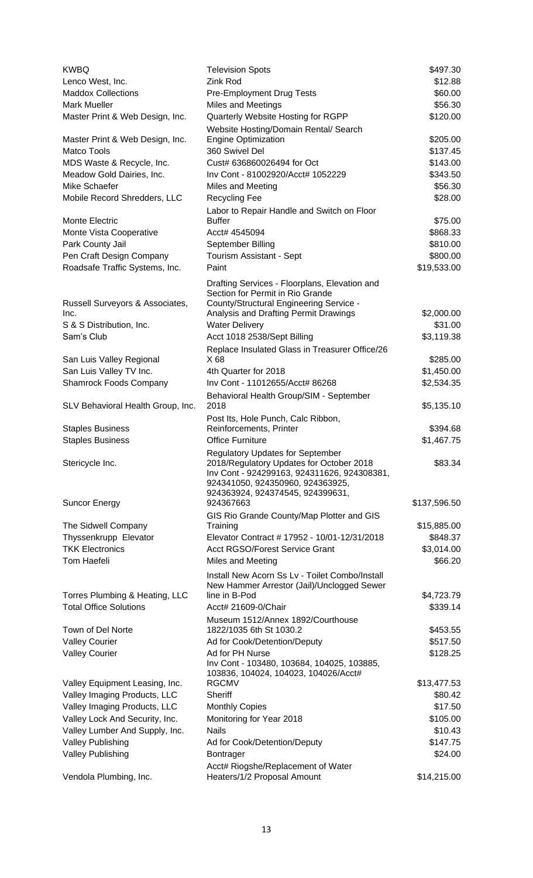| | | |
|---|---|---|
| KWBQ | Television Spots | $497.30 |
| Lenco West, Inc. | Zink Rod | $12.88 |
| Maddox Collections | Pre-Employment Drug Tests | $60.00 |
| Mark Mueller | Miles and Meetings | $56.30 |
| Master Print & Web Design, Inc. | Quarterly Website Hosting for RGPP | $120.00 |
| Master Print & Web Design, Inc. | Website Hosting/Domain Rental/ Search Engine Optimization | $205.00 |
| Matco Tools | 360 Swivel Del | $137.45 |
| MDS Waste & Recycle, Inc. | Cust# 636860026494 for Oct | $143.00 |
| Meadow Gold Dairies, Inc. | Inv Cont - 81002920/Acct# 1052229 | $343.50 |
| Mike Schaefer | Miles and Meeting | $56.30 |
| Mobile Record Shredders, LLC | Recycling Fee | $28.00 |
| Monte Electric | Labor to Repair Handle and Switch on Floor Buffer | $75.00 |
| Monte Vista Cooperative | Acct# 4545094 | $868.33 |
| Park County Jail | September Billing | $810.00 |
| Pen Craft Design Company | Tourism Assistant - Sept | $800.00 |
| Roadsafe Traffic Systems, Inc. | Paint | $19,533.00 |
| Russell Surveyors & Associates, Inc. | Drafting Services - Floorplans, Elevation and Section for Permit in Rio Grande County/Structural Engineering Service - Analysis and Drafting Permit Drawings | $2,000.00 |
| S & S Distribution, Inc. | Water Delivery | $31.00 |
| Sam's Club | Acct 1018 2538/Sept Billing | $3,119.38 |
| San Luis Valley Regional | Replace Insulated Glass in Treasurer Office/26 X 68 | $285.00 |
| San Luis Valley TV Inc. | 4th Quarter for 2018 | $1,450.00 |
| Shamrock Foods Company | Inv Cont - 11012655/Acct# 86268 | $2,534.35 |
| SLV Behavioral Health Group, Inc. | Behavioral Health Group/SIM - September 2018 | $5,135.10 |
| Staples Business | Post Its, Hole Punch, Calc Ribbon, Reinforcements, Printer | $394.68 |
| Staples Business | Office Furniture | $1,467.75 |
| Stericycle Inc. | Regulatory Updates for September 2018/Regulatory Updates for October 2018 | $83.34 |
| Suncor Energy | Inv Cont - 924299163, 924311626, 924308381, 924341050, 924350960, 924363925, 924363924, 924374545, 924399631, 924367663 | $137,596.50 |
| The Sidwell Company | GIS Rio Grande County/Map Plotter and GIS Training | $15,885.00 |
| Thyssenkrupp Elevator | Elevator Contract # 17952 - 10/01-12/31/2018 | $848.37 |
| TKK Electronics | Acct RGSO/Forest Service Grant | $3,014.00 |
| Tom Haefeli | Miles and Meeting | $66.20 |
| Torres Plumbing & Heating, LLC | Install New Acorn Ss Lv - Toilet Combo/Install New Hammer Arrestor (Jail)/Unclogged Sewer line in B-Pod | $4,723.79 |
| Total Office Solutions | Acct# 21609-0/Chair | $339.14 |
| Town of Del Norte | Museum 1512/Annex 1892/Courthouse 1822/1035 6th St 1030.2 | $453.55 |
| Valley Courier | Ad for Cook/Detention/Deputy | $517.50 |
| Valley Courier | Ad for PH Nurse | $128.25 |
| Valley Equipment Leasing, Inc. | Inv Cont - 103480, 103684, 104025, 103885, 103836, 104024, 104023, 104026/Acct# RGCMV | $13,477.53 |
| Valley Imaging Products, LLC | Sheriff | $80.42 |
| Valley Imaging Products, LLC | Monthly Copies | $17.50 |
| Valley Lock And Security, Inc. | Monitoring for Year 2018 | $105.00 |
| Valley Lumber And Supply, Inc. | Nails | $10.43 |
| Valley Publishing | Ad for Cook/Detention/Deputy | $147.75 |
| Valley Publishing | Bontrager | $24.00 |
| Vendola Plumbing, Inc. | Acct# Riogshe/Replacement of Water Heaters/1/2 Proposal Amount | $14,215.00 |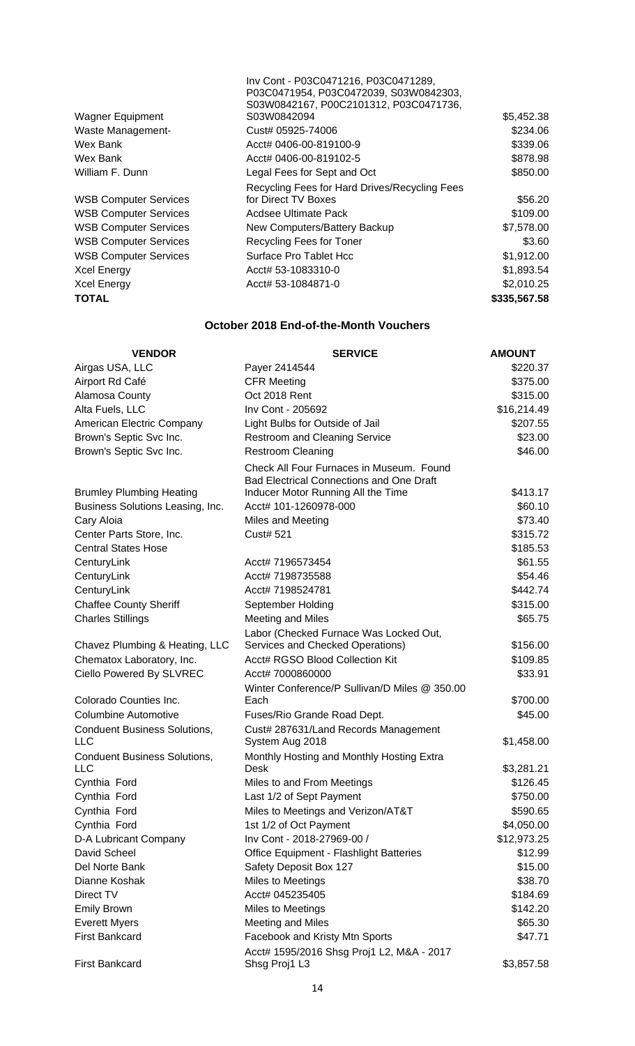| | | |
|---|---|---|
| Wagner Equipment | Inv Cont - P03C0471216, P03C0471289, P03C0471954, P03C0472039, S03W0842303, S03W0842167, P00C2101312, P03C0471736, S03W0842094 | $5,452.38 |
| Waste Management- | Cust# 05925-74006 | $234.06 |
| Wex Bank | Acct# 0406-00-819100-9 | $339.06 |
| Wex Bank | Acct# 0406-00-819102-5 | $878.98 |
| William F. Dunn | Legal Fees for Sept and Oct | $850.00 |
| WSB Computer Services | Recycling Fees for Hard Drives/Recycling Fees for Direct TV Boxes | $56.20 |
| WSB Computer Services | Acdsee Ultimate Pack | $109.00 |
| WSB Computer Services | New Computers/Battery Backup | $7,578.00 |
| WSB Computer Services | Recycling Fees for Toner | $3.60 |
| WSB Computer Services | Surface Pro Tablet Hcc | $1,912.00 |
| Xcel Energy | Acct# 53-1083310-0 | $1,893.54 |
| Xcel Energy | Acct# 53-1084871-0 | $2,010.25 |
| **TOTAL** | | **$335,567.58** |

## October 2018 End-of-the-Month Vouchers

| VENDOR | SERVICE | AMOUNT |
|---|---|---|
| Airgas USA, LLC | Payer 2414544 | $220.37 |
| Airport Rd Café | CFR Meeting | $375.00 |
| Alamosa County | Oct 2018 Rent | $315.00 |
| Alta Fuels, LLC | Inv Cont - 205692 | $16,214.49 |
| American Electric Company | Light Bulbs for Outside of Jail | $207.55 |
| Brown's Septic Svc Inc. | Restroom and Cleaning Service | $23.00 |
| Brown's Septic Svc Inc. | Restroom Cleaning | $46.00 |
| Brumley Plumbing Heating | Check All Four Furnaces in Museum. Found Bad Electrical Connections and One Draft Inducer Motor Running All the Time | $413.17 |
| Business Solutions Leasing, Inc. | Acct# 101-1260978-000 | $60.10 |
| Cary Aloia | Miles and Meeting | $73.40 |
| Center Parts Store, Inc. | Cust# 521 | $315.72 |
| Central States Hose | | $185.53 |
| CenturyLink | Acct# 7196573454 | $61.55 |
| CenturyLink | Acct# 7198735588 | $54.46 |
| CenturyLink | Acct# 7198524781 | $442.74 |
| Chaffee County Sheriff | September Holding | $315.00 |
| Charles Stillings | Meeting and Miles | $65.75 |
| Chavez Plumbing & Heating, LLC | Labor (Checked Furnace Was Locked Out, Services and Checked Operations) | $156.00 |
| Chematox Laboratory, Inc. | Acct# RGSO Blood Collection Kit | $109.85 |
| Ciello Powered By SLVREC | Acct# 7000860000 | $33.91 |
| Colorado Counties Inc. | Winter Conference/P Sullivan/D Miles @ 350.00 Each | $700.00 |
| Columbine Automotive | Fuses/Rio Grande Road Dept. | $45.00 |
| Conduent Business Solutions, LLC | Cust# 287631/Land Records Management System Aug 2018 | $1,458.00 |
| Conduent Business Solutions, LLC | Monthly Hosting and Monthly Hosting Extra Desk | $3,281.21 |
| Cynthia Ford | Miles to and From Meetings | $126.45 |
| Cynthia Ford | Last 1/2 of Sept Payment | $750.00 |
| Cynthia Ford | Miles to Meetings and Verizon/AT&T | $590.65 |
| Cynthia Ford | 1st 1/2 of Oct Payment | $4,050.00 |
| D-A Lubricant Company | Inv Cont - 2018-27969-00 / | $12,973.25 |
| David Scheel | Office Equipment - Flashlight Batteries | $12.99 |
| Del Norte Bank | Safety Deposit Box 127 | $15.00 |
| Dianne Koshak | Miles to Meetings | $38.70 |
| Direct TV | Acct# 045235405 | $184.69 |
| Emily Brown | Miles to Meetings | $142.20 |
| Everett Myers | Meeting and Miles | $65.30 |
| First Bankcard | Facebook and Kristy Mtn Sports | $47.71 |
| First Bankcard | Acct# 1595/2016 Shsg Proj1 L2, M&A - 2017 Shsg Proj1 L3 | $3,857.58 |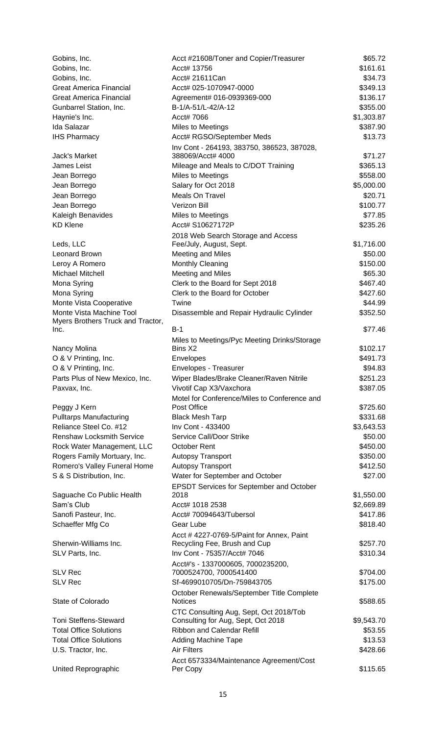| | | |
|---|---|---|
| Gobins, Inc. | Acct #21608/Toner and Copier/Treasurer | $65.72 |
| Gobins, Inc. | Acct# 13756 | $161.61 |
| Gobins, Inc. | Acct# 21611Can | $34.73 |
| Great America Financial | Acct# 025-1070947-0000 | $349.13 |
| Great America Financial | Agreement# 016-0939369-000 | $136.17 |
| Gunbarrel Station, Inc. | B-1/A-51/L-42/A-12 | $355.00 |
| Haynie's Inc. | Acct# 7066 | $1,303.87 |
| Ida Salazar | Miles to Meetings | $387.90 |
| IHS Pharmacy | Acct# RGSO/September Meds | $13.73 |
| Jack's Market | Inv Cont - 264193, 383750, 386523, 387028, 388069/Acct# 4000 | $71.27 |
| James Leist | Mileage and Meals to C/DOT Training | $365.13 |
| Jean Borrego | Miles to Meetings | $558.00 |
| Jean Borrego | Salary for Oct 2018 | $5,000.00 |
| Jean Borrego | Meals On Travel | $20.71 |
| Jean Borrego | Verizon Bill | $100.77 |
| Kaleigh Benavides | Miles to Meetings | $77.85 |
| KD Klene | Acct# S10627172P | $235.26 |
| Leds, LLC | 2018 Web Search Storage and Access Fee/July, August, Sept. | $1,716.00 |
| Leonard Brown | Meeting and Miles | $50.00 |
| Leroy A Romero | Monthly Cleaning | $150.00 |
| Michael Mitchell | Meeting and Miles | $65.30 |
| Mona Syring | Clerk to the Board for Sept 2018 | $467.40 |
| Mona Syring | Clerk to the Board for October | $427.60 |
| Monte Vista Cooperative | Twine | $44.99 |
| Monte Vista Machine Tool | Disassemble and Repair Hydraulic Cylinder | $352.50 |
| Myers Brothers Truck and Tractor, Inc. | B-1 | $77.46 |
| Nancy Molina | Miles to Meetings/Pyc Meeting Drinks/Storage Bins X2 | $102.17 |
| O & V Printing, Inc. | Envelopes | $491.73 |
| O & V Printing, Inc. | Envelopes - Treasurer | $94.83 |
| Parts Plus of New Mexico, Inc. | Wiper Blades/Brake Cleaner/Raven Nitrile | $251.23 |
| Paxvax, Inc. | Vivotif Cap X3/Vaxchora | $387.05 |
| Peggy J Kern | Motel for Conference/Miles to Conference and Post Office | $725.60 |
| Pulltarps Manufacturing | Black Mesh Tarp | $331.68 |
| Reliance Steel Co. #12 | Inv Cont - 433400 | $3,643.53 |
| Renshaw Locksmith Service | Service Call/Door Strike | $50.00 |
| Rock Water Management, LLC | October Rent | $450.00 |
| Rogers Family Mortuary, Inc. | Autopsy Transport | $350.00 |
| Romero's Valley Funeral Home | Autopsy Transport | $412.50 |
| S & S Distribution, Inc. | Water for September and October | $27.00 |
| Saguache Co Public Health | EPSDT Services for September and October 2018 | $1,550.00 |
| Sam's Club | Acct# 1018 2538 | $2,669.89 |
| Sanofi Pasteur, Inc. | Acct# 70094643/Tubersol | $417.86 |
| Schaeffer Mfg Co | Gear Lube | $818.40 |
| Sherwin-Williams Inc. | Acct # 4227-0769-5/Paint for Annex, Paint Recycling Fee, Brush and Cup | $257.70 |
| SLV Parts, Inc. | Inv Cont - 75357/Acct# 7046 | $310.34 |
| SLV Rec | Acct#'s - 1337000605, 7000235200, 7000524700, 7000541400 | $704.00 |
| SLV Rec | Sf-4699010705/Dn-759843705 | $175.00 |
| State of Colorado | October Renewals/September Title Complete Notices | $588.65 |
| Toni Steffens-Steward | CTC Consulting Aug, Sept, Oct 2018/Tob Consulting for Aug, Sept, Oct 2018 | $9,543.70 |
| Total Office Solutions | Ribbon and Calendar Refill | $53.55 |
| Total Office Solutions | Adding Machine Tape | $13.53 |
| U.S. Tractor, Inc. | Air Filters | $428.66 |
| United Reprographic | Acct 6573334/Maintenance Agreement/Cost Per Copy | $115.65 |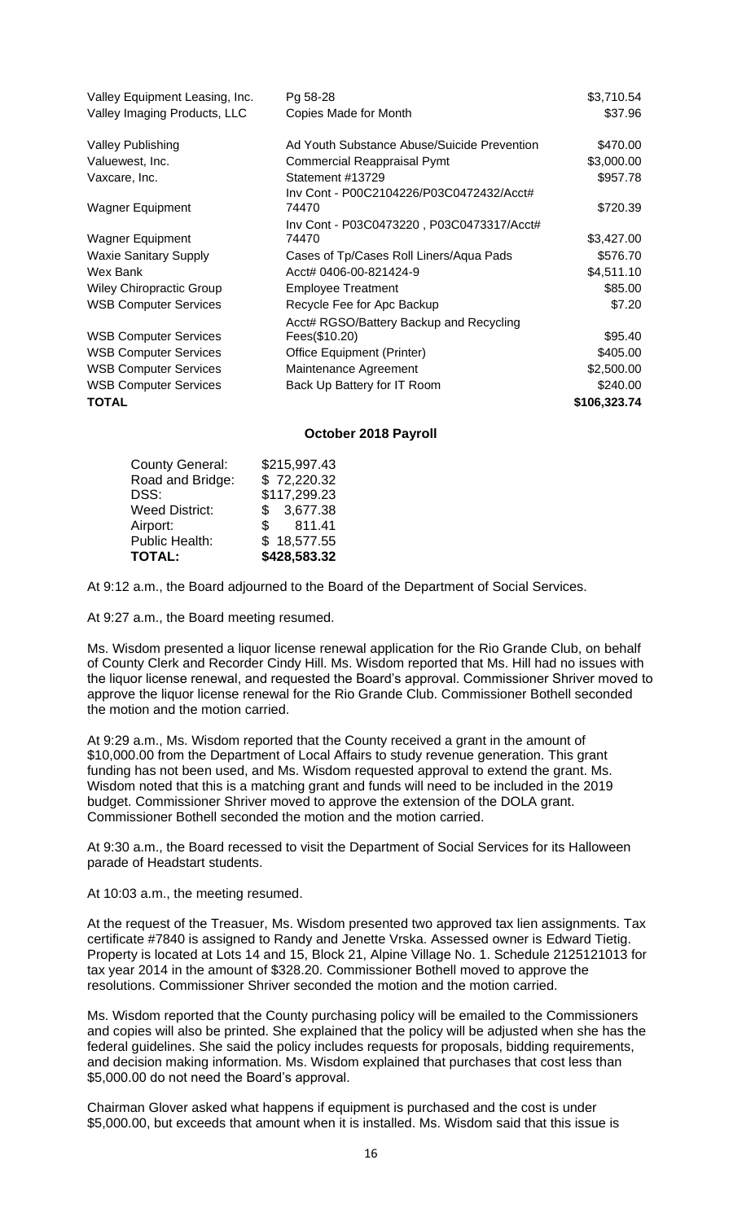| | | |
|---|---|---|
| Valley Equipment Leasing, Inc. | Pg 58-28 | $3,710.54 |
| Valley Imaging Products, LLC | Copies Made for Month | $37.96 |
| Valley Publishing | Ad Youth Substance Abuse/Suicide Prevention | $470.00 |
| Valuewest, Inc. | Commercial Reappraisal Pymt | $3,000.00 |
| Vaxcare, Inc. | Statement #13729 | $957.78 |
| Wagner Equipment | Inv Cont - P00C2104226/P03C0472432/Acct# 74470 | $720.39 |
| Wagner Equipment | Inv Cont - P03C0473220 , P03C0473317/Acct# 74470 | $3,427.00 |
| Waxie Sanitary Supply | Cases of Tp/Cases Roll Liners/Aqua Pads | $576.70 |
| Wex Bank | Acct# 0406-00-821424-9 | $4,511.10 |
| Wiley Chiropractic Group | Employee Treatment | $85.00 |
| WSB Computer Services | Recycle Fee for Apc Backup | $7.20 |
| WSB Computer Services | Acct# RGSO/Battery Backup and Recycling Fees($10.20) | $95.40 |
| WSB Computer Services | Office Equipment (Printer) | $405.00 |
| WSB Computer Services | Maintenance Agreement | $2,500.00 |
| WSB Computer Services | Back Up Battery for IT Room | $240.00 |
| **TOTAL** | | **$106,323.74** |

**October 2018 Payroll**

| | |
|---|---|
| County General: | $215,997.43 |
| Road and Bridge: | $ 72,220.32 |
| DSS: | $117,299.23 |
| Weed District: | $ 3,677.38 |
| Airport: | $ 811.41 |
| Public Health: | $ 18,577.55 |
| **TOTAL:** | **$428,583.32** |

At 9:12 a.m., the Board adjourned to the Board of the Department of Social Services.

At 9:27 a.m., the Board meeting resumed.

Ms. Wisdom presented a liquor license renewal application for the Rio Grande Club, on behalf of County Clerk and Recorder Cindy Hill. Ms. Wisdom reported that Ms. Hill had no issues with the liquor license renewal, and requested the Board's approval. Commissioner Shriver moved to approve the liquor license renewal for the Rio Grande Club. Commissioner Bothell seconded the motion and the motion carried.

At 9:29 a.m., Ms. Wisdom reported that the County received a grant in the amount of $10,000.00 from the Department of Local Affairs to study revenue generation. This grant funding has not been used, and Ms. Wisdom requested approval to extend the grant. Ms. Wisdom noted that this is a matching grant and funds will need to be included in the 2019 budget. Commissioner Shriver moved to approve the extension of the DOLA grant. Commissioner Bothell seconded the motion and the motion carried.

At 9:30 a.m., the Board recessed to visit the Department of Social Services for its Halloween parade of Headstart students.

At 10:03 a.m., the meeting resumed.

At the request of the Treasuer, Ms. Wisdom presented two approved tax lien assignments. Tax certificate #7840 is assigned to Randy and Jenette Vrska. Assessed owner is Edward Tietig. Property is located at Lots 14 and 15, Block 21, Alpine Village No. 1. Schedule 2125121013 for tax year 2014 in the amount of $328.20. Commissioner Bothell moved to approve the resolutions. Commissioner Shriver seconded the motion and the motion carried.

Ms. Wisdom reported that the County purchasing policy will be emailed to the Commissioners and copies will also be printed. She explained that the policy will be adjusted when she has the federal guidelines. She said the policy includes requests for proposals, bidding requirements, and decision making information. Ms. Wisdom explained that purchases that cost less than $5,000.00 do not need the Board's approval.

Chairman Glover asked what happens if equipment is purchased and the cost is under $5,000.00, but exceeds that amount when it is installed. Ms. Wisdom said that this issue is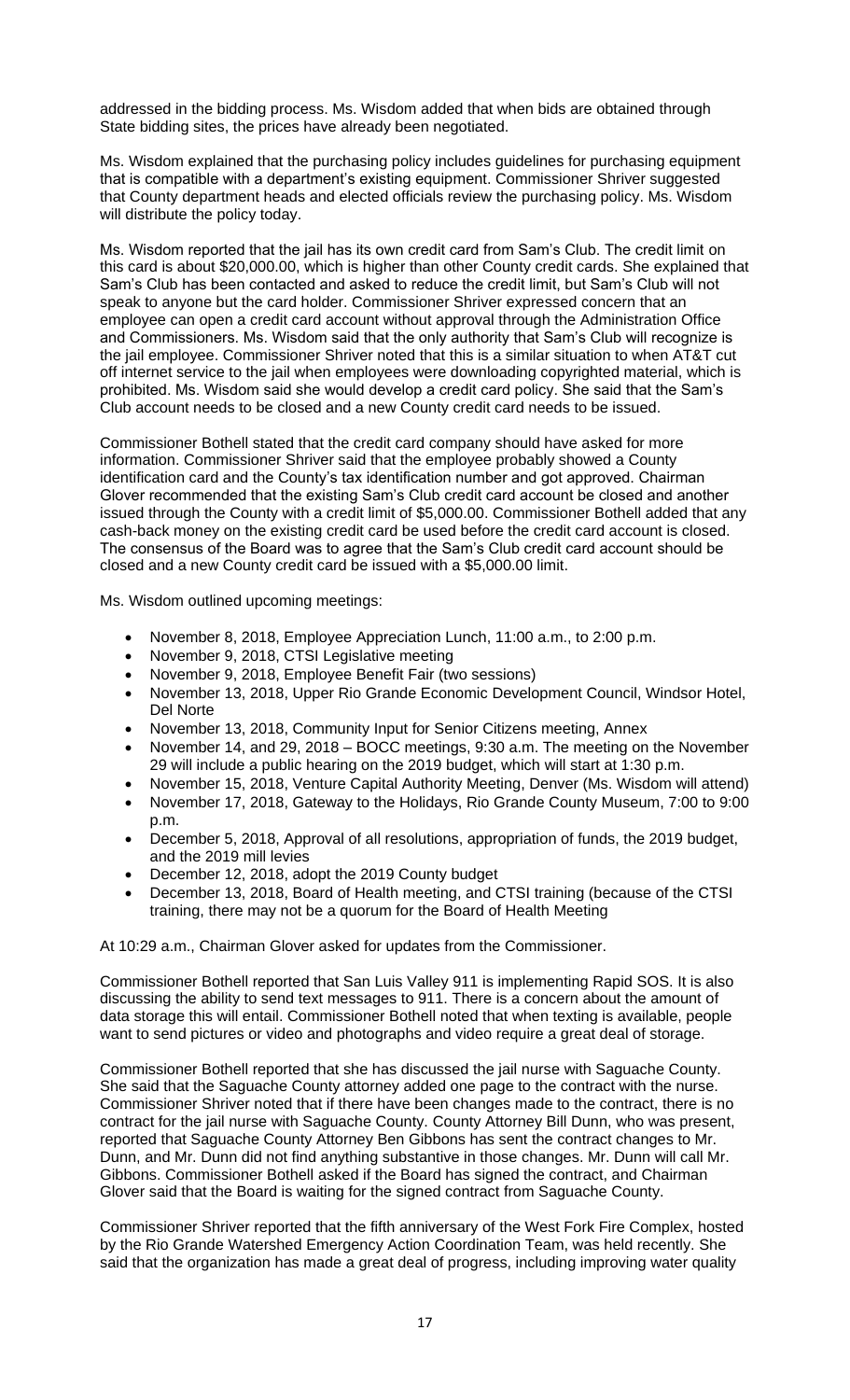addressed in the bidding process. Ms. Wisdom added that when bids are obtained through State bidding sites, the prices have already been negotiated.

Ms. Wisdom explained that the purchasing policy includes guidelines for purchasing equipment that is compatible with a department's existing equipment. Commissioner Shriver suggested that County department heads and elected officials review the purchasing policy. Ms. Wisdom will distribute the policy today.

Ms. Wisdom reported that the jail has its own credit card from Sam's Club. The credit limit on this card is about $20,000.00, which is higher than other County credit cards. She explained that Sam's Club has been contacted and asked to reduce the credit limit, but Sam's Club will not speak to anyone but the card holder. Commissioner Shriver expressed concern that an employee can open a credit card account without approval through the Administration Office and Commissioners. Ms. Wisdom said that the only authority that Sam's Club will recognize is the jail employee. Commissioner Shriver noted that this is a similar situation to when AT&T cut off internet service to the jail when employees were downloading copyrighted material, which is prohibited. Ms. Wisdom said she would develop a credit card policy. She said that the Sam's Club account needs to be closed and a new County credit card needs to be issued.

Commissioner Bothell stated that the credit card company should have asked for more information. Commissioner Shriver said that the employee probably showed a County identification card and the County's tax identification number and got approved. Chairman Glover recommended that the existing Sam's Club credit card account be closed and another issued through the County with a credit limit of $5,000.00. Commissioner Bothell added that any cash-back money on the existing credit card be used before the credit card account is closed. The consensus of the Board was to agree that the Sam's Club credit card account should be closed and a new County credit card be issued with a $5,000.00 limit.

Ms. Wisdom outlined upcoming meetings:

- November 8, 2018, Employee Appreciation Lunch, 11:00 a.m., to 2:00 p.m.
- November 9, 2018, CTSI Legislative meeting
- November 9, 2018, Employee Benefit Fair (two sessions)
- November 13, 2018, Upper Rio Grande Economic Development Council, Windsor Hotel, Del Norte
- November 13, 2018, Community Input for Senior Citizens meeting, Annex
- November 14, and 29, 2018 – BOCC meetings, 9:30 a.m. The meeting on the November 29 will include a public hearing on the 2019 budget, which will start at 1:30 p.m.
- November 15, 2018, Venture Capital Authority Meeting, Denver (Ms. Wisdom will attend)
- November 17, 2018, Gateway to the Holidays, Rio Grande County Museum, 7:00 to 9:00 p.m.
- December 5, 2018, Approval of all resolutions, appropriation of funds, the 2019 budget, and the 2019 mill levies
- December 12, 2018, adopt the 2019 County budget
- December 13, 2018, Board of Health meeting, and CTSI training (because of the CTSI training, there may not be a quorum for the Board of Health Meeting

At 10:29 a.m., Chairman Glover asked for updates from the Commissioner.

Commissioner Bothell reported that San Luis Valley 911 is implementing Rapid SOS. It is also discussing the ability to send text messages to 911. There is a concern about the amount of data storage this will entail. Commissioner Bothell noted that when texting is available, people want to send pictures or video and photographs and video require a great deal of storage.

Commissioner Bothell reported that she has discussed the jail nurse with Saguache County. She said that the Saguache County attorney added one page to the contract with the nurse. Commissioner Shriver noted that if there have been changes made to the contract, there is no contract for the jail nurse with Saguache County. County Attorney Bill Dunn, who was present, reported that Saguache County Attorney Ben Gibbons has sent the contract changes to Mr. Dunn, and Mr. Dunn did not find anything substantive in those changes. Mr. Dunn will call Mr. Gibbons. Commissioner Bothell asked if the Board has signed the contract, and Chairman Glover said that the Board is waiting for the signed contract from Saguache County.

Commissioner Shriver reported that the fifth anniversary of the West Fork Fire Complex, hosted by the Rio Grande Watershed Emergency Action Coordination Team, was held recently. She said that the organization has made a great deal of progress, including improving water quality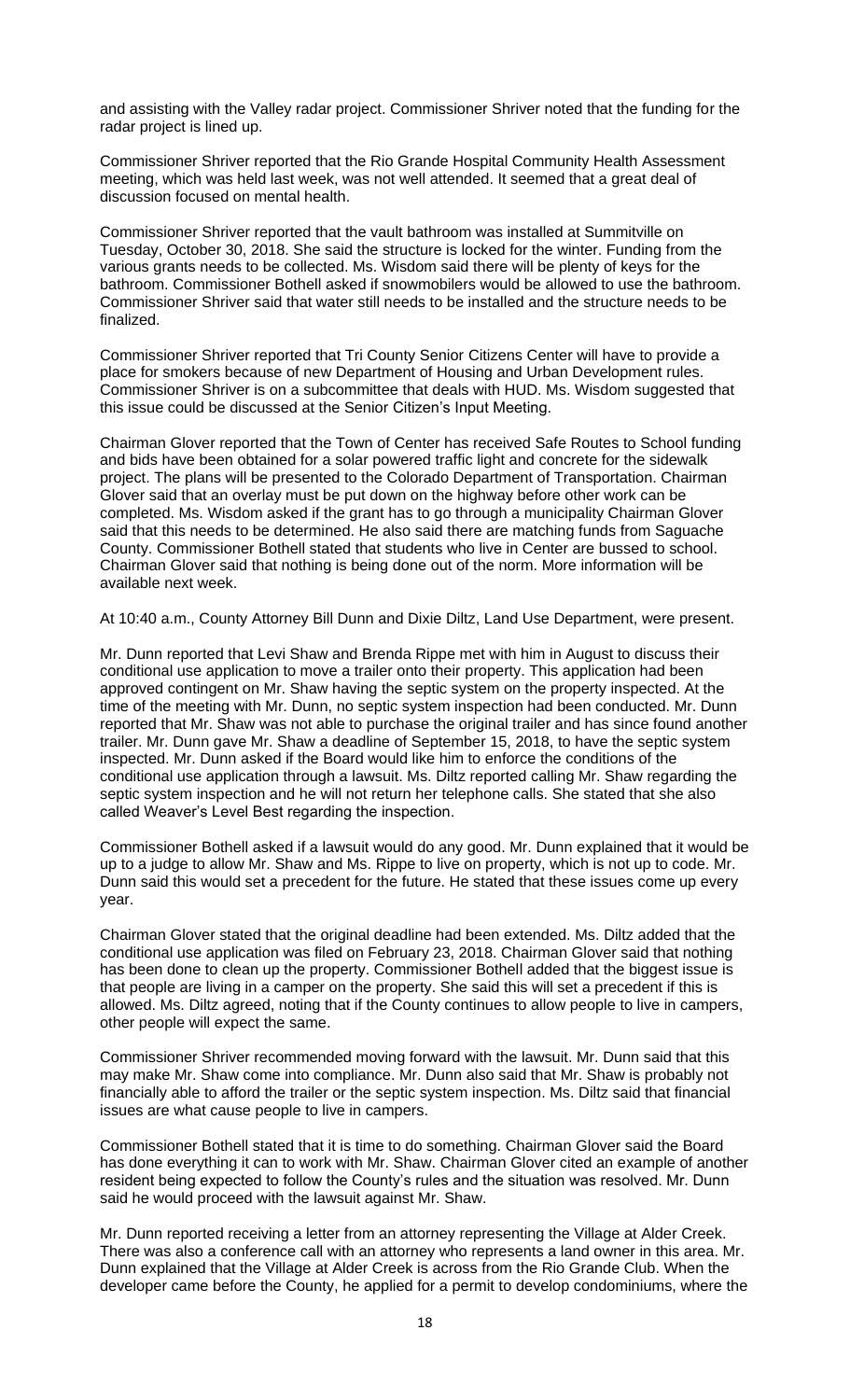and assisting with the Valley radar project. Commissioner Shriver noted that the funding for the radar project is lined up.

Commissioner Shriver reported that the Rio Grande Hospital Community Health Assessment meeting, which was held last week, was not well attended. It seemed that a great deal of discussion focused on mental health.

Commissioner Shriver reported that the vault bathroom was installed at Summitville on Tuesday, October 30, 2018. She said the structure is locked for the winter. Funding from the various grants needs to be collected. Ms. Wisdom said there will be plenty of keys for the bathroom. Commissioner Bothell asked if snowmobilers would be allowed to use the bathroom. Commissioner Shriver said that water still needs to be installed and the structure needs to be finalized.

Commissioner Shriver reported that Tri County Senior Citizens Center will have to provide a place for smokers because of new Department of Housing and Urban Development rules. Commissioner Shriver is on a subcommittee that deals with HUD. Ms. Wisdom suggested that this issue could be discussed at the Senior Citizen's Input Meeting.

Chairman Glover reported that the Town of Center has received Safe Routes to School funding and bids have been obtained for a solar powered traffic light and concrete for the sidewalk project. The plans will be presented to the Colorado Department of Transportation. Chairman Glover said that an overlay must be put down on the highway before other work can be completed. Ms. Wisdom asked if the grant has to go through a municipality Chairman Glover said that this needs to be determined. He also said there are matching funds from Saguache County. Commissioner Bothell stated that students who live in Center are bussed to school. Chairman Glover said that nothing is being done out of the norm. More information will be available next week.

At 10:40 a.m., County Attorney Bill Dunn and Dixie Diltz, Land Use Department, were present.

Mr. Dunn reported that Levi Shaw and Brenda Rippe met with him in August to discuss their conditional use application to move a trailer onto their property. This application had been approved contingent on Mr. Shaw having the septic system on the property inspected. At the time of the meeting with Mr. Dunn, no septic system inspection had been conducted. Mr. Dunn reported that Mr. Shaw was not able to purchase the original trailer and has since found another trailer. Mr. Dunn gave Mr. Shaw a deadline of September 15, 2018, to have the septic system inspected. Mr. Dunn asked if the Board would like him to enforce the conditions of the conditional use application through a lawsuit. Ms. Diltz reported calling Mr. Shaw regarding the septic system inspection and he will not return her telephone calls. She stated that she also called Weaver's Level Best regarding the inspection.

Commissioner Bothell asked if a lawsuit would do any good. Mr. Dunn explained that it would be up to a judge to allow Mr. Shaw and Ms. Rippe to live on property, which is not up to code. Mr. Dunn said this would set a precedent for the future. He stated that these issues come up every year.

Chairman Glover stated that the original deadline had been extended. Ms. Diltz added that the conditional use application was filed on February 23, 2018. Chairman Glover said that nothing has been done to clean up the property. Commissioner Bothell added that the biggest issue is that people are living in a camper on the property. She said this will set a precedent if this is allowed. Ms. Diltz agreed, noting that if the County continues to allow people to live in campers, other people will expect the same.

Commissioner Shriver recommended moving forward with the lawsuit. Mr. Dunn said that this may make Mr. Shaw come into compliance. Mr. Dunn also said that Mr. Shaw is probably not financially able to afford the trailer or the septic system inspection. Ms. Diltz said that financial issues are what cause people to live in campers.

Commissioner Bothell stated that it is time to do something. Chairman Glover said the Board has done everything it can to work with Mr. Shaw. Chairman Glover cited an example of another resident being expected to follow the County's rules and the situation was resolved. Mr. Dunn said he would proceed with the lawsuit against Mr. Shaw.

Mr. Dunn reported receiving a letter from an attorney representing the Village at Alder Creek. There was also a conference call with an attorney who represents a land owner in this area. Mr. Dunn explained that the Village at Alder Creek is across from the Rio Grande Club. When the developer came before the County, he applied for a permit to develop condominiums, where the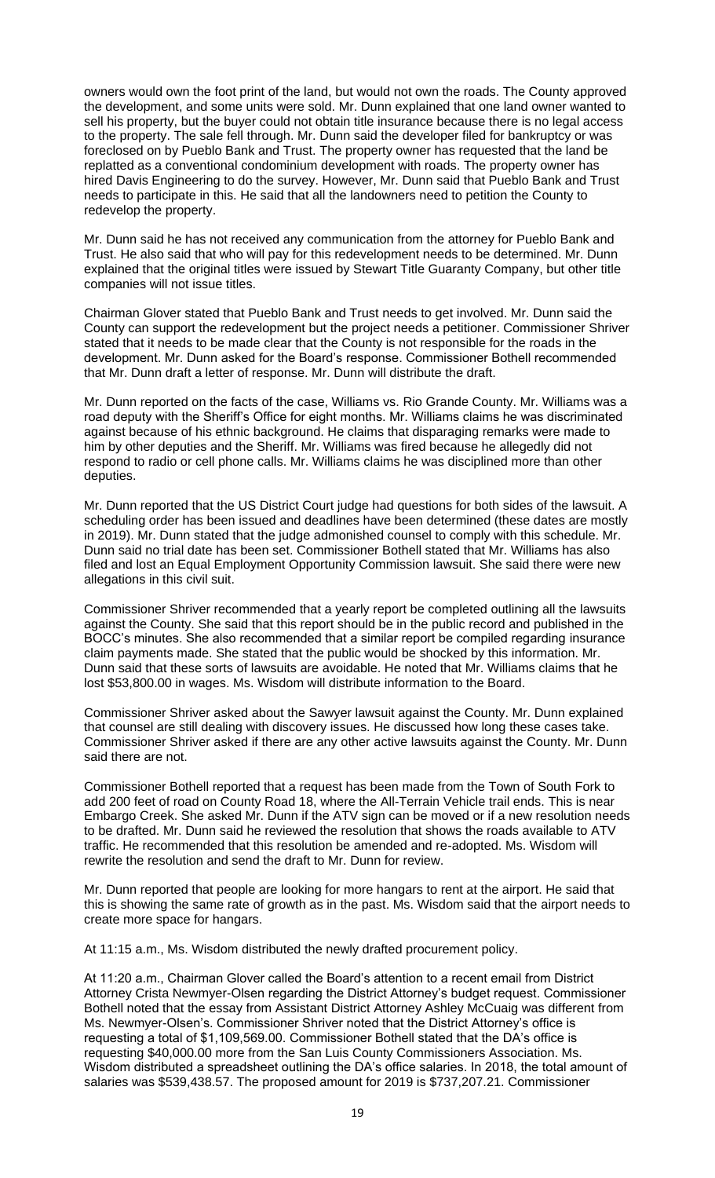owners would own the foot print of the land, but would not own the roads. The County approved the development, and some units were sold. Mr. Dunn explained that one land owner wanted to sell his property, but the buyer could not obtain title insurance because there is no legal access to the property. The sale fell through. Mr. Dunn said the developer filed for bankruptcy or was foreclosed on by Pueblo Bank and Trust. The property owner has requested that the land be replatted as a conventional condominium development with roads. The property owner has hired Davis Engineering to do the survey. However, Mr. Dunn said that Pueblo Bank and Trust needs to participate in this. He said that all the landowners need to petition the County to redevelop the property.

Mr. Dunn said he has not received any communication from the attorney for Pueblo Bank and Trust. He also said that who will pay for this redevelopment needs to be determined. Mr. Dunn explained that the original titles were issued by Stewart Title Guaranty Company, but other title companies will not issue titles.

Chairman Glover stated that Pueblo Bank and Trust needs to get involved. Mr. Dunn said the County can support the redevelopment but the project needs a petitioner. Commissioner Shriver stated that it needs to be made clear that the County is not responsible for the roads in the development. Mr. Dunn asked for the Board's response. Commissioner Bothell recommended that Mr. Dunn draft a letter of response. Mr. Dunn will distribute the draft.

Mr. Dunn reported on the facts of the case, Williams vs. Rio Grande County. Mr. Williams was a road deputy with the Sheriff's Office for eight months. Mr. Williams claims he was discriminated against because of his ethnic background. He claims that disparaging remarks were made to him by other deputies and the Sheriff. Mr. Williams was fired because he allegedly did not respond to radio or cell phone calls. Mr. Williams claims he was disciplined more than other deputies.

Mr. Dunn reported that the US District Court judge had questions for both sides of the lawsuit. A scheduling order has been issued and deadlines have been determined (these dates are mostly in 2019). Mr. Dunn stated that the judge admonished counsel to comply with this schedule. Mr. Dunn said no trial date has been set. Commissioner Bothell stated that Mr. Williams has also filed and lost an Equal Employment Opportunity Commission lawsuit. She said there were new allegations in this civil suit.

Commissioner Shriver recommended that a yearly report be completed outlining all the lawsuits against the County. She said that this report should be in the public record and published in the BOCC's minutes. She also recommended that a similar report be compiled regarding insurance claim payments made. She stated that the public would be shocked by this information. Mr. Dunn said that these sorts of lawsuits are avoidable. He noted that Mr. Williams claims that he lost $53,800.00 in wages. Ms. Wisdom will distribute information to the Board.

Commissioner Shriver asked about the Sawyer lawsuit against the County. Mr. Dunn explained that counsel are still dealing with discovery issues. He discussed how long these cases take. Commissioner Shriver asked if there are any other active lawsuits against the County. Mr. Dunn said there are not.

Commissioner Bothell reported that a request has been made from the Town of South Fork to add 200 feet of road on County Road 18, where the All-Terrain Vehicle trail ends. This is near Embargo Creek. She asked Mr. Dunn if the ATV sign can be moved or if a new resolution needs to be drafted. Mr. Dunn said he reviewed the resolution that shows the roads available to ATV traffic. He recommended that this resolution be amended and re-adopted. Ms. Wisdom will rewrite the resolution and send the draft to Mr. Dunn for review.

Mr. Dunn reported that people are looking for more hangars to rent at the airport. He said that this is showing the same rate of growth as in the past. Ms. Wisdom said that the airport needs to create more space for hangars.

At 11:15 a.m., Ms. Wisdom distributed the newly drafted procurement policy.

At 11:20 a.m., Chairman Glover called the Board's attention to a recent email from District Attorney Crista Newmyer-Olsen regarding the District Attorney's budget request. Commissioner Bothell noted that the essay from Assistant District Attorney Ashley McCuaig was different from Ms. Newmyer-Olsen's. Commissioner Shriver noted that the District Attorney's office is requesting a total of $1,109,569.00. Commissioner Bothell stated that the DA's office is requesting $40,000.00 more from the San Luis County Commissioners Association. Ms. Wisdom distributed a spreadsheet outlining the DA's office salaries. In 2018, the total amount of salaries was $539,438.57. The proposed amount for 2019 is $737,207.21. Commissioner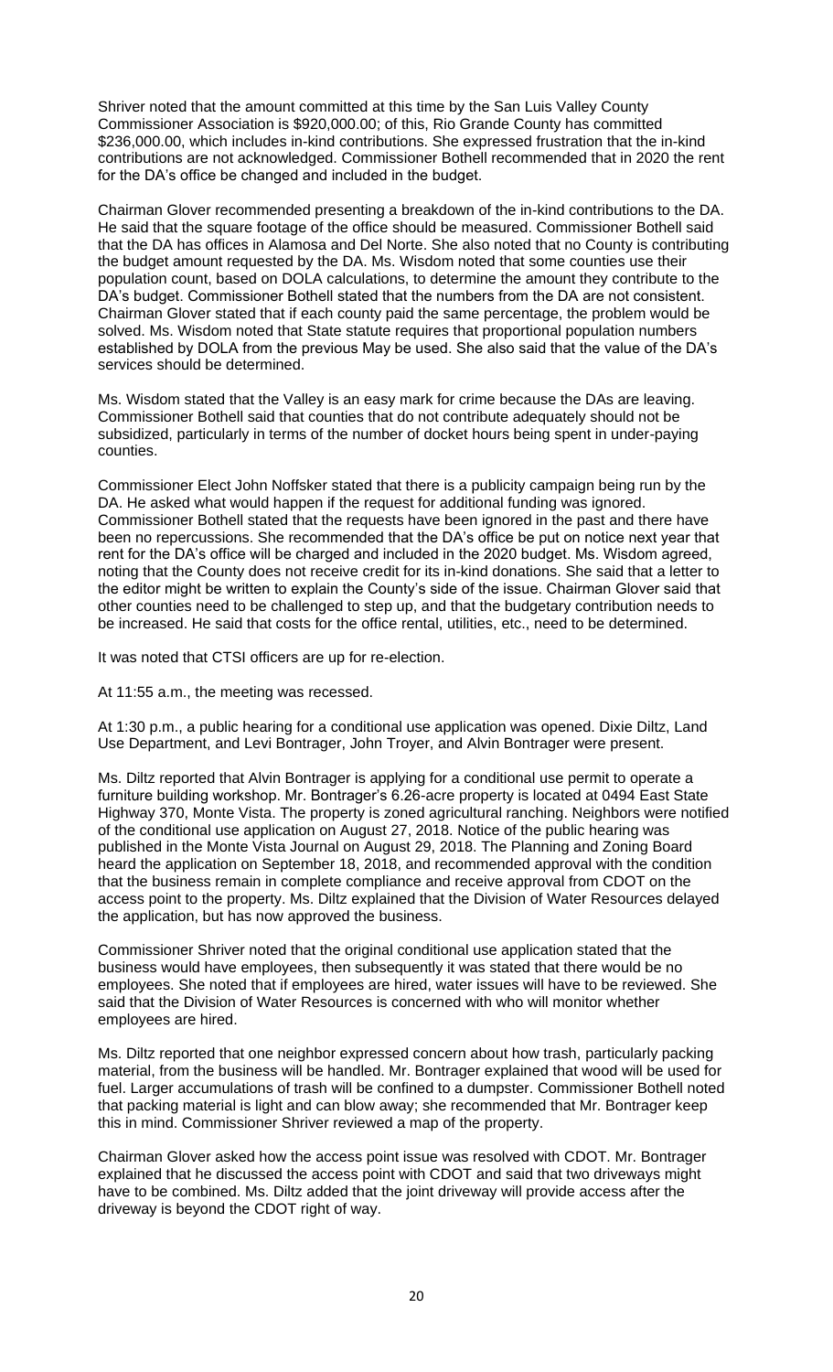Shriver noted that the amount committed at this time by the San Luis Valley County Commissioner Association is $920,000.00; of this, Rio Grande County has committed $236,000.00, which includes in-kind contributions. She expressed frustration that the in-kind contributions are not acknowledged. Commissioner Bothell recommended that in 2020 the rent for the DA's office be changed and included in the budget.

Chairman Glover recommended presenting a breakdown of the in-kind contributions to the DA. He said that the square footage of the office should be measured. Commissioner Bothell said that the DA has offices in Alamosa and Del Norte. She also noted that no County is contributing the budget amount requested by the DA. Ms. Wisdom noted that some counties use their population count, based on DOLA calculations, to determine the amount they contribute to the DA's budget. Commissioner Bothell stated that the numbers from the DA are not consistent. Chairman Glover stated that if each county paid the same percentage, the problem would be solved. Ms. Wisdom noted that State statute requires that proportional population numbers established by DOLA from the previous May be used. She also said that the value of the DA's services should be determined.

Ms. Wisdom stated that the Valley is an easy mark for crime because the DAs are leaving. Commissioner Bothell said that counties that do not contribute adequately should not be subsidized, particularly in terms of the number of docket hours being spent in under-paying counties.

Commissioner Elect John Noffsker stated that there is a publicity campaign being run by the DA. He asked what would happen if the request for additional funding was ignored. Commissioner Bothell stated that the requests have been ignored in the past and there have been no repercussions. She recommended that the DA's office be put on notice next year that rent for the DA's office will be charged and included in the 2020 budget. Ms. Wisdom agreed, noting that the County does not receive credit for its in-kind donations. She said that a letter to the editor might be written to explain the County's side of the issue. Chairman Glover said that other counties need to be challenged to step up, and that the budgetary contribution needs to be increased. He said that costs for the office rental, utilities, etc., need to be determined.

It was noted that CTSI officers are up for re-election.

At 11:55 a.m., the meeting was recessed.

At 1:30 p.m., a public hearing for a conditional use application was opened. Dixie Diltz, Land Use Department, and Levi Bontrager, John Troyer, and Alvin Bontrager were present.

Ms. Diltz reported that Alvin Bontrager is applying for a conditional use permit to operate a furniture building workshop. Mr. Bontrager's 6.26-acre property is located at 0494 East State Highway 370, Monte Vista. The property is zoned agricultural ranching. Neighbors were notified of the conditional use application on August 27, 2018. Notice of the public hearing was published in the Monte Vista Journal on August 29, 2018. The Planning and Zoning Board heard the application on September 18, 2018, and recommended approval with the condition that the business remain in complete compliance and receive approval from CDOT on the access point to the property. Ms. Diltz explained that the Division of Water Resources delayed the application, but has now approved the business.

Commissioner Shriver noted that the original conditional use application stated that the business would have employees, then subsequently it was stated that there would be no employees. She noted that if employees are hired, water issues will have to be reviewed. She said that the Division of Water Resources is concerned with who will monitor whether employees are hired.

Ms. Diltz reported that one neighbor expressed concern about how trash, particularly packing material, from the business will be handled. Mr. Bontrager explained that wood will be used for fuel. Larger accumulations of trash will be confined to a dumpster. Commissioner Bothell noted that packing material is light and can blow away; she recommended that Mr. Bontrager keep this in mind. Commissioner Shriver reviewed a map of the property.

Chairman Glover asked how the access point issue was resolved with CDOT. Mr. Bontrager explained that he discussed the access point with CDOT and said that two driveways might have to be combined. Ms. Diltz added that the joint driveway will provide access after the driveway is beyond the CDOT right of way.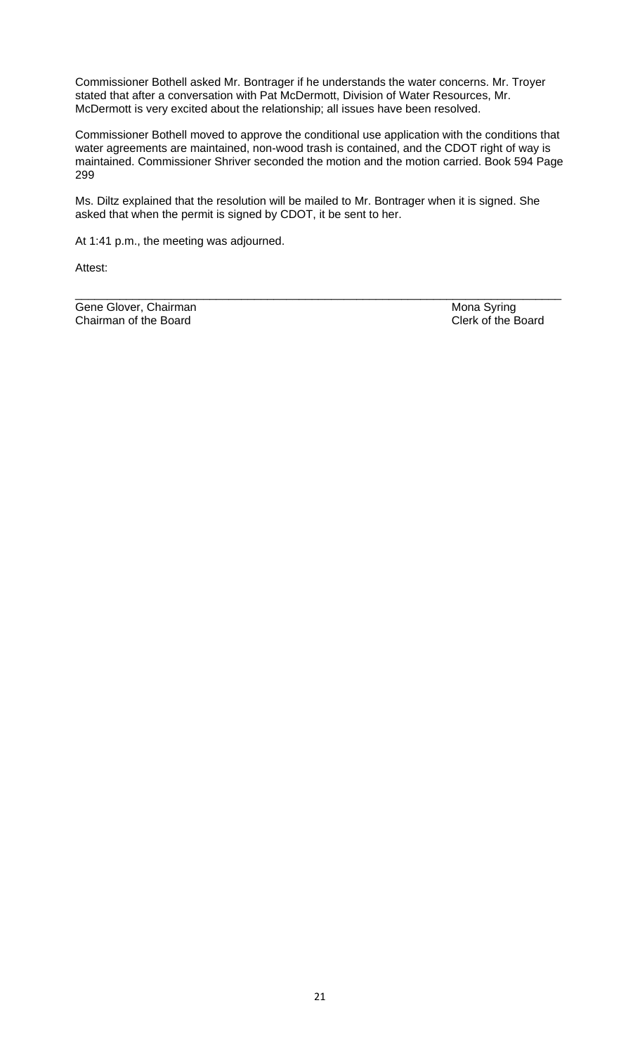Commissioner Bothell asked Mr. Bontrager if he understands the water concerns. Mr. Troyer stated that after a conversation with Pat McDermott, Division of Water Resources, Mr. McDermott is very excited about the relationship; all issues have been resolved.

Commissioner Bothell moved to approve the conditional use application with the conditions that water agreements are maintained, non-wood trash is contained, and the CDOT right of way is maintained. Commissioner Shriver seconded the motion and the motion carried. Book 594 Page 299

Ms. Diltz explained that the resolution will be mailed to Mr. Bontrager when it is signed. She asked that when the permit is signed by CDOT, it be sent to her.

At 1:41 p.m., the meeting was adjourned.

Attest:

\_\_\_\_\_\_\_\_\_\_\_\_\_\_\_\_\_\_\_\_\_\_\_\_\_\_\_\_\_\_\_\_\_\_\_\_\_\_\_\_\_\_\_\_\_\_\_\_\_\_\_\_\_\_\_\_\_\_\_\_\_\_\_\_\_\_\_\_\_\_\_\_

| | |
|---|---|
| Gene Glover, Chairman | Mona Syring |
| Chairman of the Board | Clerk of the Board |